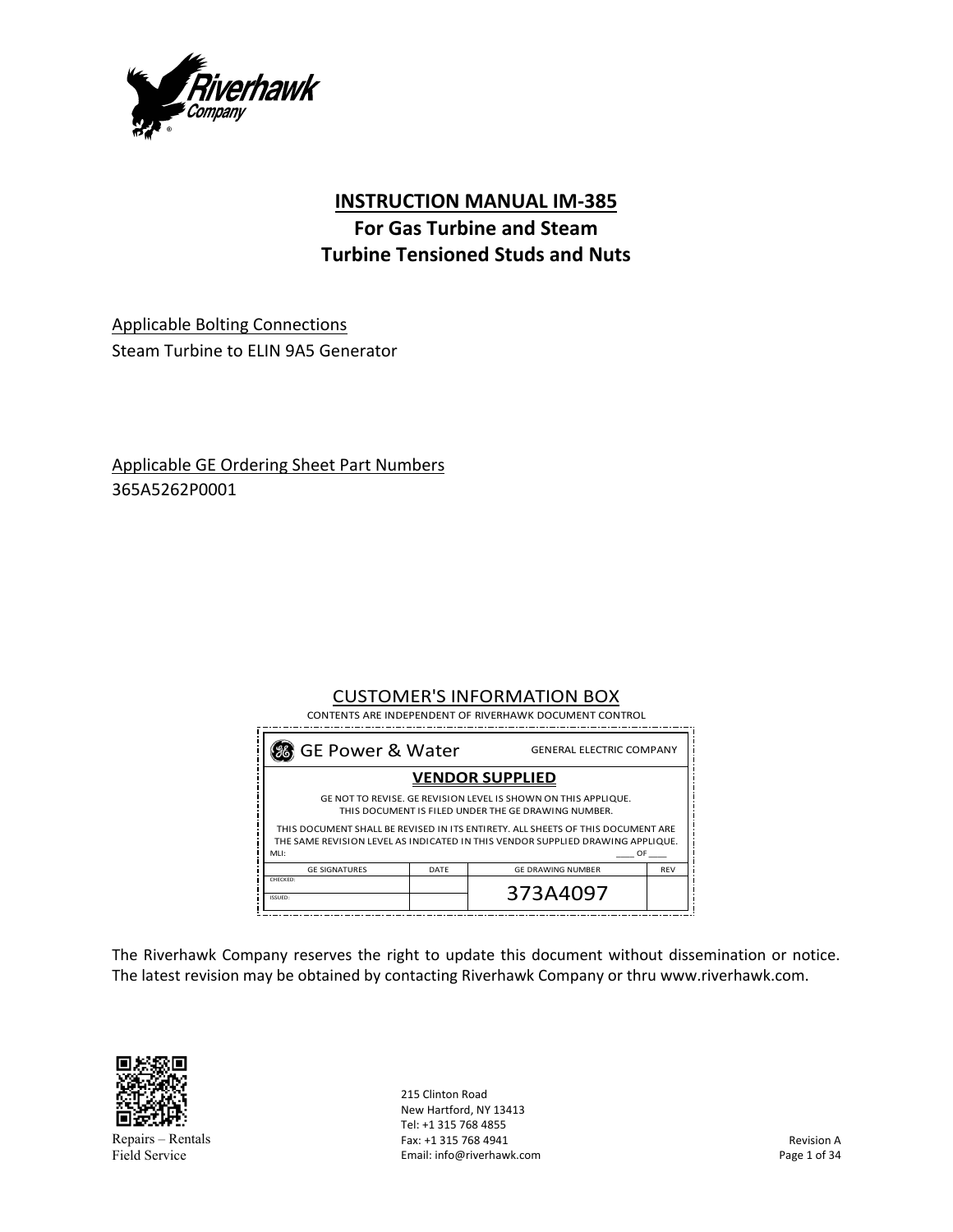# INSTRUCTION MANUAL IM-385

## For Gas Turbine and Steam Turbine Tensioned Studs and Nuts

Applicable Bolting Connections

Steam Turbine to ELIN 9A5 Generator

Applicable GE Ordering Sheet Part Numbers

365A5262P0001

CUSTOMER'S INFORMATION BOX

CONTENTS ARE INDEPENDENT OF RIVERHAWK DOCUMENT CONTROL

GE Power & Water — GENERAL ELECTRIC COMPANY

**VENDOR SUPPLIED**

GE NOT TO REVISE. GE REVISION LEVEL IS SHOWN ON THIS APPLIQUE. THIS DOCUMENT IS FILED UNDER THE GE DRAWING NUMBER.

THIS DOCUMENT SHALL BE REVISED IN ITS ENTIRETY. ALL SHEETS OF THIS DOCUMENT ARE THE SAME REVISION LEVEL AS INDICATED IN THIS VENDOR SUPPLIED DRAWING APPLIQUE.

MLI: ____ OF ____

| GE SIGNATURES | DATE | GE DRAWING NUMBER | REV |
|---|---|---|---|
| CHECKED: | | 373A4097 | |
| ISSUED: | | | |

The Riverhawk Company reserves the right to update this document without dissemination or notice. The latest revision may be obtained by contacting Riverhawk Company or thru www.riverhawk.com.

Repairs – Rentals
Field Service

215 Clinton Road
New Hartford, NY 13413
Tel: +1 315 768 4855
Fax: +1 315 768 4941
Email: info@riverhawk.com

Revision A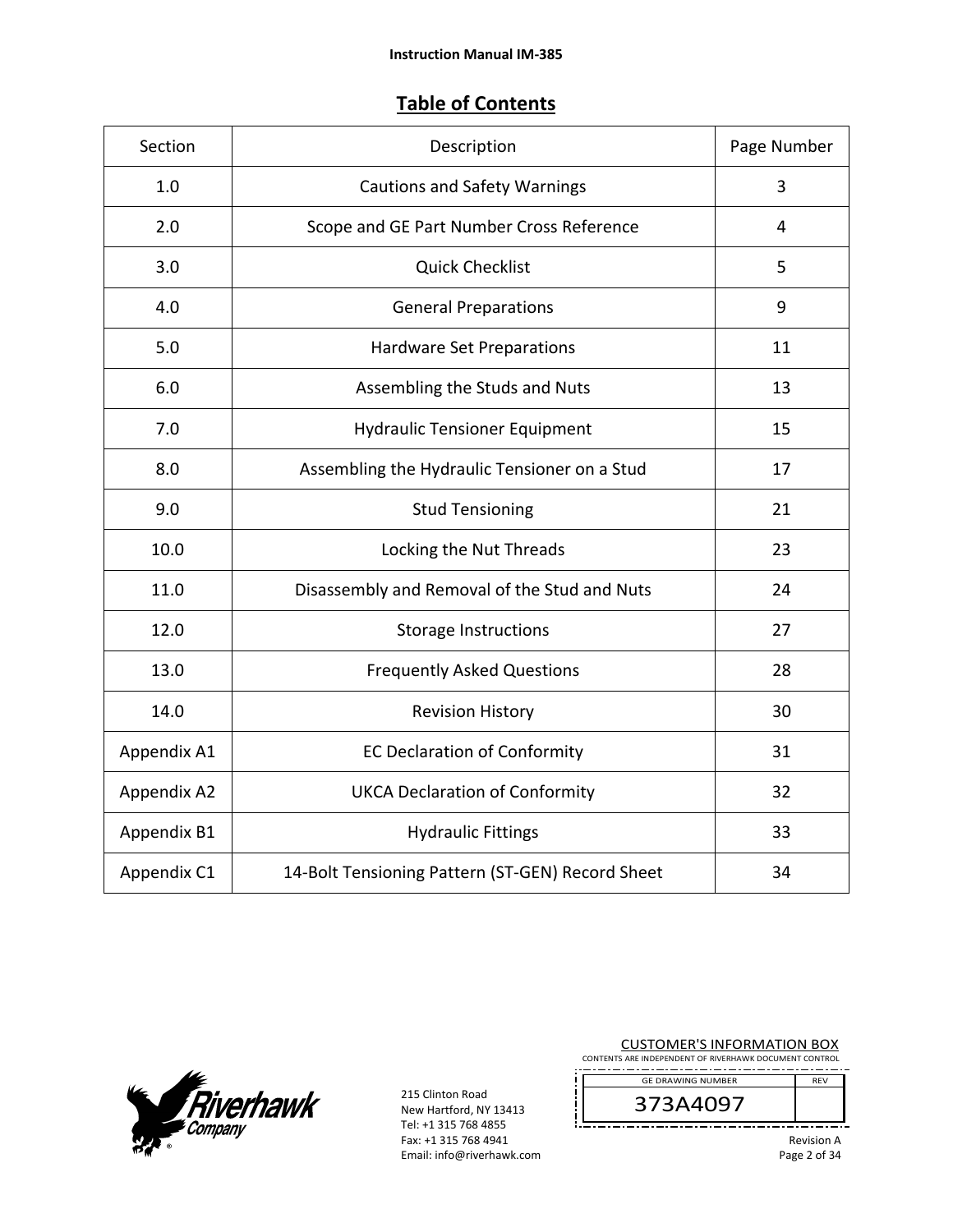## Table of Contents

| Section | Description | Page Number |
|---|---|---|
| 1.0 | Cautions and Safety Warnings | 3 |
| 2.0 | Scope and GE Part Number Cross Reference | 4 |
| 3.0 | Quick Checklist | 5 |
| 4.0 | General Preparations | 9 |
| 5.0 | Hardware Set Preparations | 11 |
| 6.0 | Assembling the Studs and Nuts | 13 |
| 7.0 | Hydraulic Tensioner Equipment | 15 |
| 8.0 | Assembling the Hydraulic Tensioner on a Stud | 17 |
| 9.0 | Stud Tensioning | 21 |
| 10.0 | Locking the Nut Threads | 23 |
| 11.0 | Disassembly and Removal of the Stud and Nuts | 24 |
| 12.0 | Storage Instructions | 27 |
| 13.0 | Frequently Asked Questions | 28 |
| 14.0 | Revision History | 30 |
| Appendix A1 | EC Declaration of Conformity | 31 |
| Appendix A2 | UKCA Declaration of Conformity | 32 |
| Appendix B1 | Hydraulic Fittings | 33 |
| Appendix C1 | 14-Bolt Tensioning Pattern (ST-GEN) Record Sheet | 34 |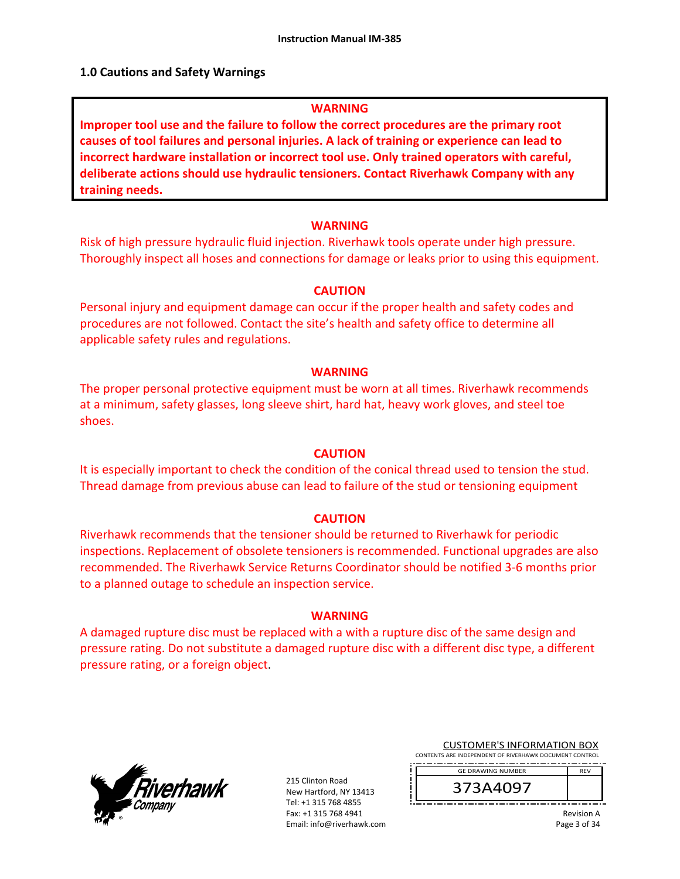## 1.0 Cautions and Safety Warnings

**WARNING**

**Improper tool use and the failure to follow the correct procedures are the primary root causes of tool failures and personal injuries. A lack of training or experience can lead to incorrect hardware installation or incorrect tool use. Only trained operators with careful, deliberate actions should use hydraulic tensioners. Contact Riverhawk Company with any training needs.**

**WARNING**

Risk of high pressure hydraulic fluid injection. Riverhawk tools operate under high pressure. Thoroughly inspect all hoses and connections for damage or leaks prior to using this equipment.

**CAUTION**

Personal injury and equipment damage can occur if the proper health and safety codes and procedures are not followed. Contact the site's health and safety office to determine all applicable safety rules and regulations.

**WARNING**

The proper personal protective equipment must be worn at all times. Riverhawk recommends at a minimum, safety glasses, long sleeve shirt, hard hat, heavy work gloves, and steel toe shoes.

**CAUTION**

It is especially important to check the condition of the conical thread used to tension the stud. Thread damage from previous abuse can lead to failure of the stud or tensioning equipment

**CAUTION**

Riverhawk recommends that the tensioner should be returned to Riverhawk for periodic inspections. Replacement of obsolete tensioners is recommended. Functional upgrades are also recommended. The Riverhawk Service Returns Coordinator should be notified 3-6 months prior to a planned outage to schedule an inspection service.

**WARNING**

A damaged rupture disc must be replaced with a with a rupture disc of the same design and pressure rating. Do not substitute a damaged rupture disc with a different disc type, a different pressure rating, or a foreign object.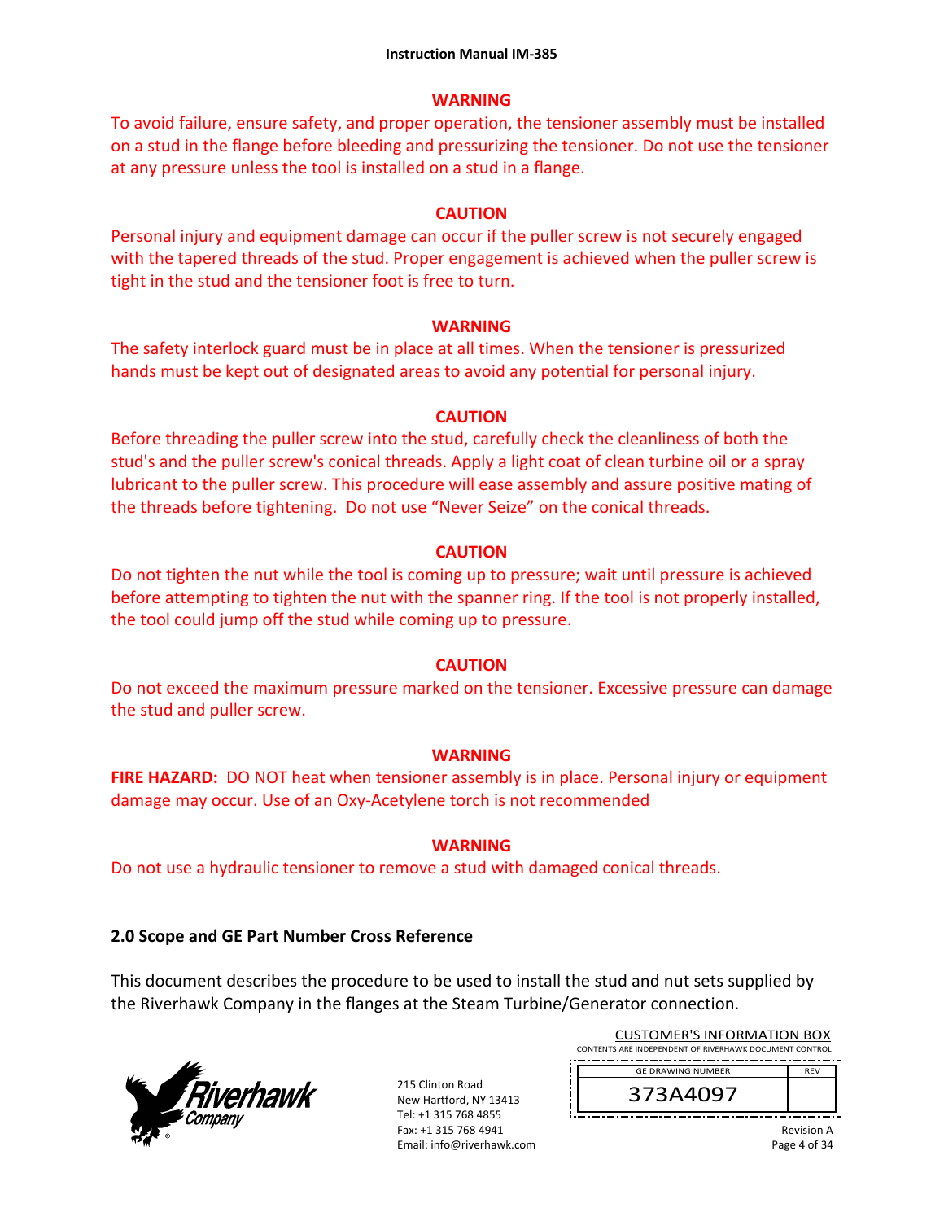**WARNING**

To avoid failure, ensure safety, and proper operation, the tensioner assembly must be installed on a stud in the flange before bleeding and pressurizing the tensioner. Do not use the tensioner at any pressure unless the tool is installed on a stud in a flange.

**CAUTION**

Personal injury and equipment damage can occur if the puller screw is not securely engaged with the tapered threads of the stud. Proper engagement is achieved when the puller screw is tight in the stud and the tensioner foot is free to turn.

**WARNING**

The safety interlock guard must be in place at all times. When the tensioner is pressurized hands must be kept out of designated areas to avoid any potential for personal injury.

**CAUTION**

Before threading the puller screw into the stud, carefully check the cleanliness of both the stud's and the puller screw's conical threads. Apply a light coat of clean turbine oil or a spray lubricant to the puller screw. This procedure will ease assembly and assure positive mating of the threads before tightening. Do not use "Never Seize" on the conical threads.

**CAUTION**

Do not tighten the nut while the tool is coming up to pressure; wait until pressure is achieved before attempting to tighten the nut with the spanner ring. If the tool is not properly installed, the tool could jump off the stud while coming up to pressure.

**CAUTION**

Do not exceed the maximum pressure marked on the tensioner. Excessive pressure can damage the stud and puller screw.

**WARNING**

**FIRE HAZARD:** DO NOT heat when tensioner assembly is in place. Personal injury or equipment damage may occur. Use of an Oxy-Acetylene torch is not recommended

**WARNING**

Do not use a hydraulic tensioner to remove a stud with damaged conical threads.

## 2.0 Scope and GE Part Number Cross Reference

This document describes the procedure to be used to install the stud and nut sets supplied by the Riverhawk Company in the flanges at the Steam Turbine/Generator connection.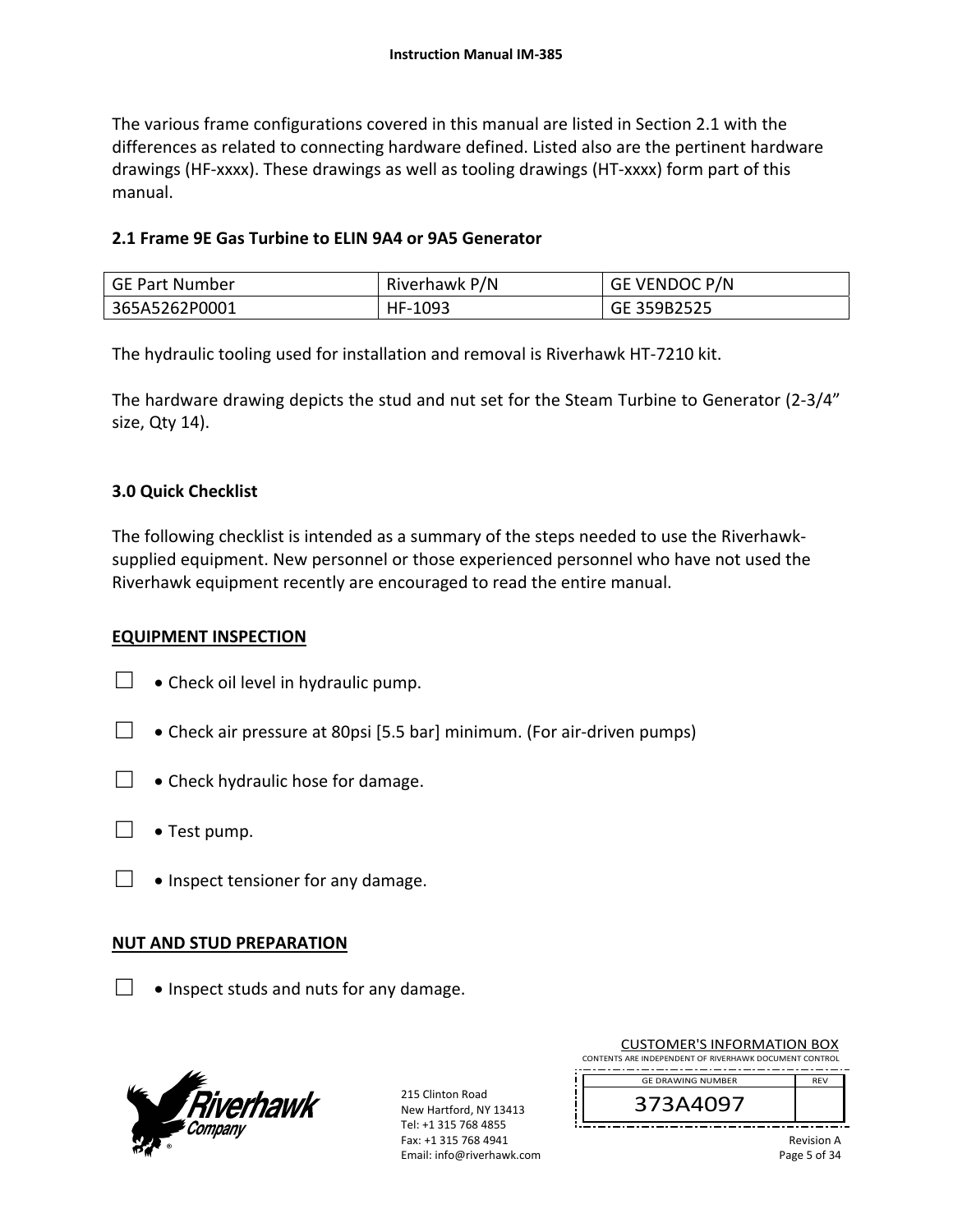The various frame configurations covered in this manual are listed in Section 2.1 with the differences as related to connecting hardware defined. Listed also are the pertinent hardware drawings (HF-xxxx). These drawings as well as tooling drawings (HT-xxxx) form part of this manual.

## 2.1 Frame 9E Gas Turbine to ELIN 9A4 or 9A5 Generator

| GE Part Number | Riverhawk P/N | GE VENDOC P/N |
|---|---|---|
| 365A5262P0001 | HF-1093 | GE 359B2525 |

The hydraulic tooling used for installation and removal is Riverhawk HT-7210 kit.

The hardware drawing depicts the stud and nut set for the Steam Turbine to Generator (2-3/4” size, Qty 14).

## 3.0 Quick Checklist

The following checklist is intended as a summary of the steps needed to use the Riverhawk-supplied equipment. New personnel or those experienced personnel who have not used the Riverhawk equipment recently are encouraged to read the entire manual.

### EQUIPMENT INSPECTION

- ☐ • Check oil level in hydraulic pump.
- ☐ • Check air pressure at 80psi [5.5 bar] minimum. (For air-driven pumps)
- ☐ • Check hydraulic hose for damage.
- ☐ • Test pump.
- ☐ • Inspect tensioner for any damage.

### NUT AND STUD PREPARATION

- ☐ • Inspect studs and nuts for any damage.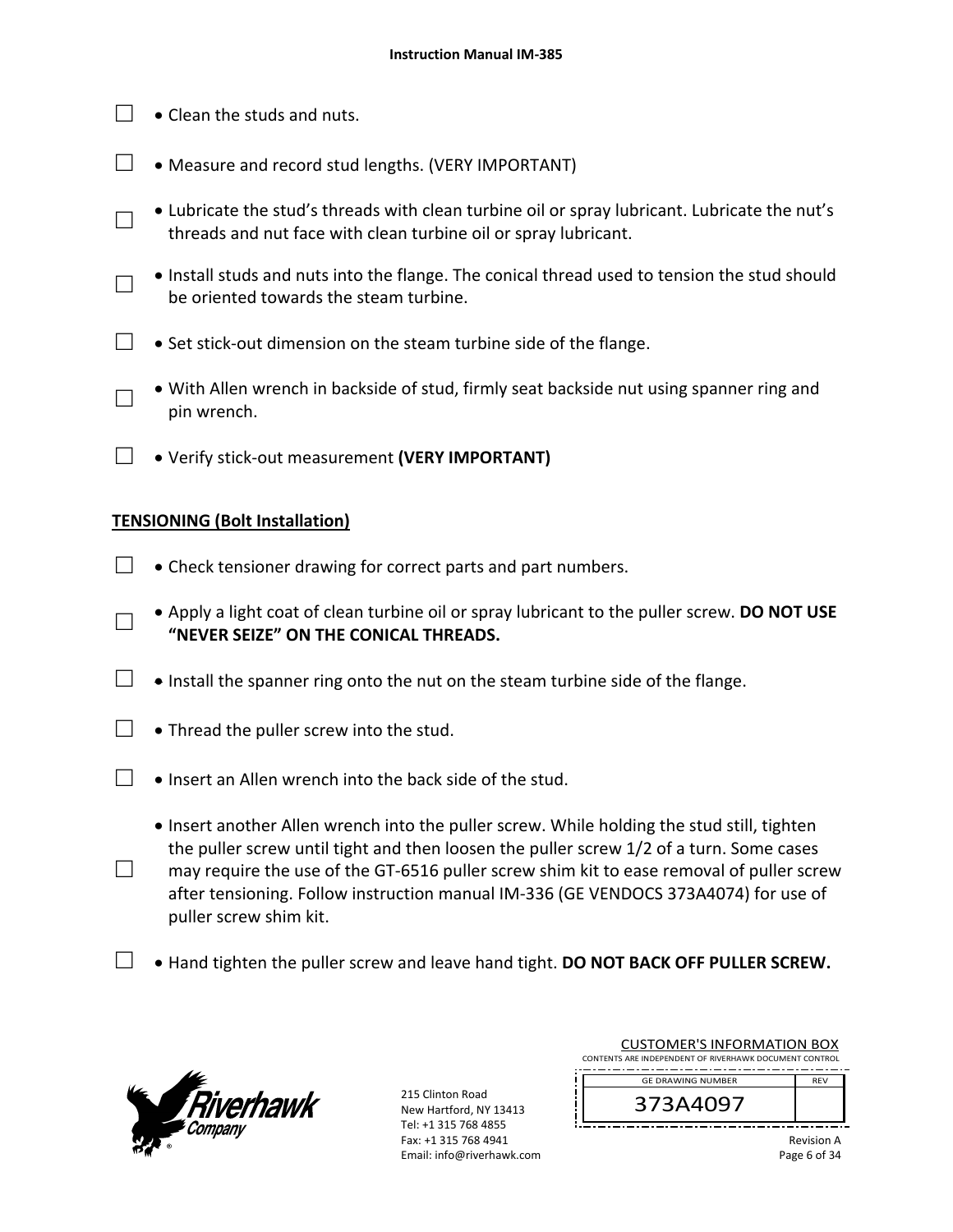☐ • Clean the studs and nuts.

☐ • Measure and record stud lengths. (VERY IMPORTANT)

☐ • Lubricate the stud's threads with clean turbine oil or spray lubricant. Lubricate the nut's threads and nut face with clean turbine oil or spray lubricant.

☐ • Install studs and nuts into the flange. The conical thread used to tension the stud should be oriented towards the steam turbine.

☐ • Set stick-out dimension on the steam turbine side of the flange.

☐ • With Allen wrench in backside of stud, firmly seat backside nut using spanner ring and pin wrench.

☐ • Verify stick-out measurement **(VERY IMPORTANT)**

## TENSIONING (Bolt Installation)

☐ • Check tensioner drawing for correct parts and part numbers.

☐ • Apply a light coat of clean turbine oil or spray lubricant to the puller screw. **DO NOT USE "NEVER SEIZE" ON THE CONICAL THREADS.**

☐ • Install the spanner ring onto the nut on the steam turbine side of the flange.

☐ • Thread the puller screw into the stud.

☐ • Insert an Allen wrench into the back side of the stud.

☐ • Insert another Allen wrench into the puller screw. While holding the stud still, tighten the puller screw until tight and then loosen the puller screw 1/2 of a turn. Some cases may require the use of the GT-6516 puller screw shim kit to ease removal of puller screw after tensioning. Follow instruction manual IM-336 (GE VENDOCS 373A4074) for use of puller screw shim kit.

☐ • Hand tighten the puller screw and leave hand tight. **DO NOT BACK OFF PULLER SCREW.**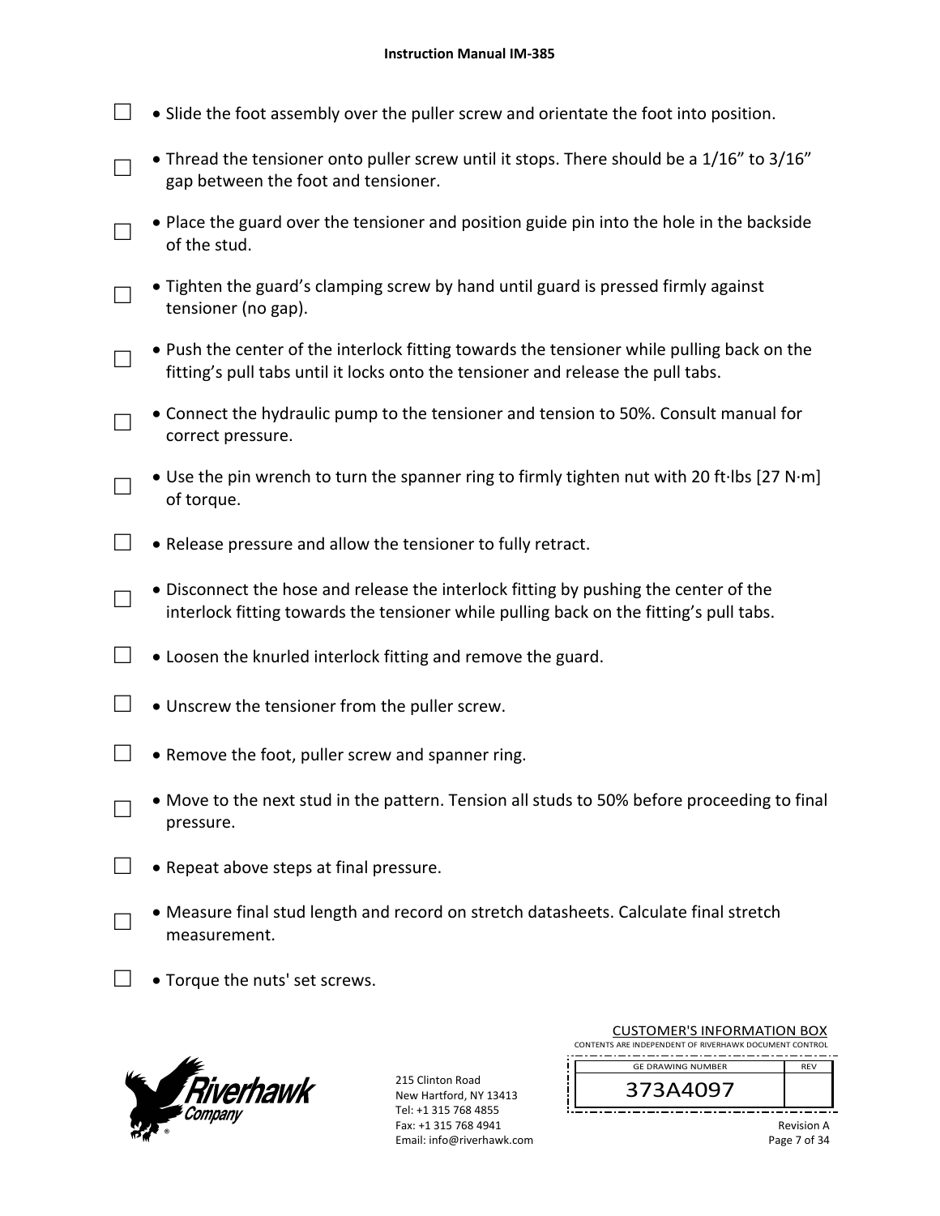- ☐ Slide the foot assembly over the puller screw and orientate the foot into position.
- ☐ Thread the tensioner onto puller screw until it stops. There should be a 1/16” to 3/16” gap between the foot and tensioner.
- ☐ Place the guard over the tensioner and position guide pin into the hole in the backside of the stud.
- ☐ Tighten the guard’s clamping screw by hand until guard is pressed firmly against tensioner (no gap).
- ☐ Push the center of the interlock fitting towards the tensioner while pulling back on the fitting’s pull tabs until it locks onto the tensioner and release the pull tabs.
- ☐ Connect the hydraulic pump to the tensioner and tension to 50%. Consult manual for correct pressure.
- ☐ Use the pin wrench to turn the spanner ring to firmly tighten nut with 20 ft·lbs [27 N·m] of torque.
- ☐ Release pressure and allow the tensioner to fully retract.
- ☐ Disconnect the hose and release the interlock fitting by pushing the center of the interlock fitting towards the tensioner while pulling back on the fitting’s pull tabs.
- ☐ Loosen the knurled interlock fitting and remove the guard.
- ☐ Unscrew the tensioner from the puller screw.
- ☐ Remove the foot, puller screw and spanner ring.
- ☐ Move to the next stud in the pattern. Tension all studs to 50% before proceeding to final pressure.
- ☐ Repeat above steps at final pressure.
- ☐ Measure final stud length and record on stretch datasheets. Calculate final stretch measurement.
- ☐ Torque the nuts' set screws.

215 Clinton Road
New Hartford, NY 13413
Tel: +1 315 768 4855
Fax: +1 315 768 4941
Email: info@riverhawk.com

CUSTOMER'S INFORMATION BOX
CONTENTS ARE INDEPENDENT OF RIVERHAWK DOCUMENT CONTROL

| GE DRAWING NUMBER | REV |
| --- | --- |
| 373A4097 | |

Revision A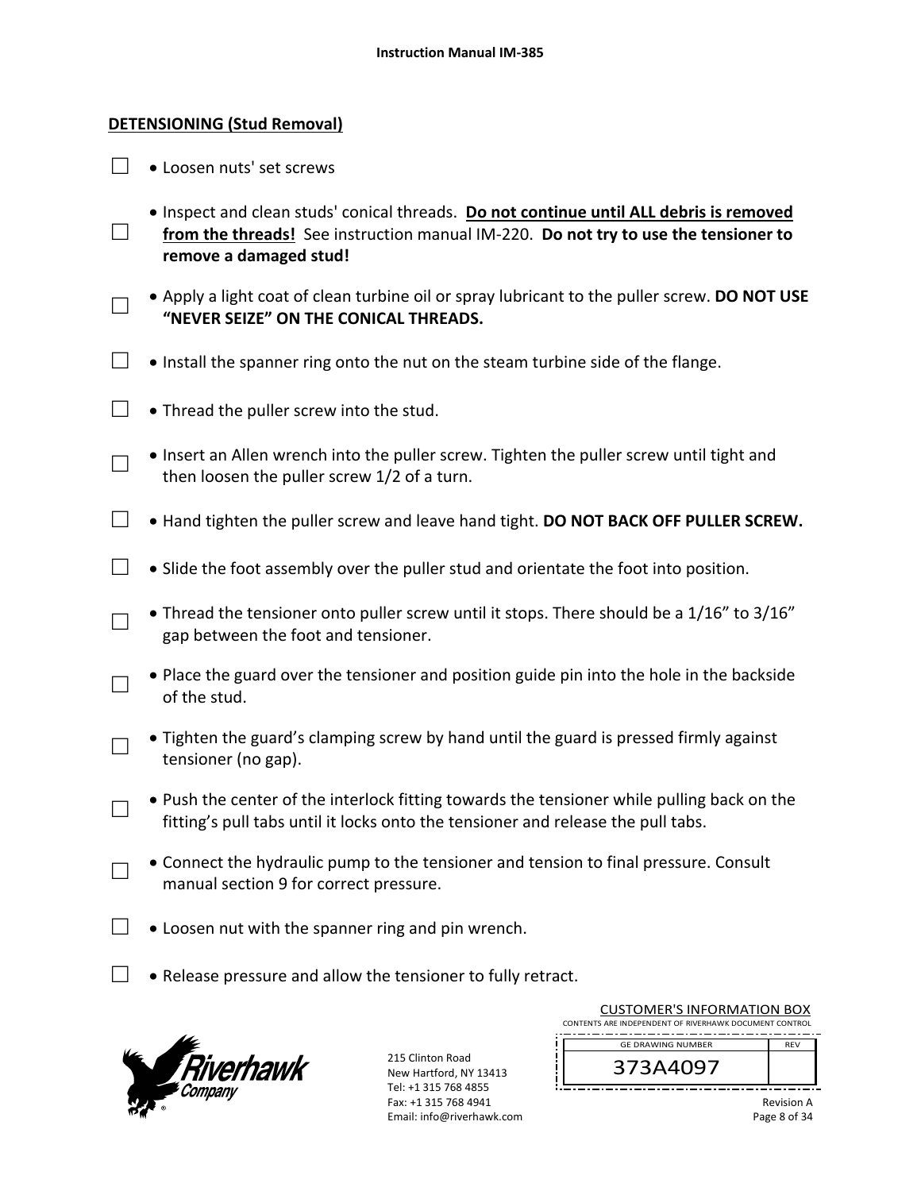## DETENSIONING (Stud Removal)

☐ • Loosen nuts' set screws

☐ • Inspect and clean studs' conical threads. **Do not continue until ALL debris is removed from the threads!** See instruction manual IM-220. **Do not try to use the tensioner to remove a damaged stud!**

☐ • Apply a light coat of clean turbine oil or spray lubricant to the puller screw. **DO NOT USE "NEVER SEIZE" ON THE CONICAL THREADS.**

☐ • Install the spanner ring onto the nut on the steam turbine side of the flange.

☐ • Thread the puller screw into the stud.

☐ • Insert an Allen wrench into the puller screw. Tighten the puller screw until tight and then loosen the puller screw 1/2 of a turn.

☐ • Hand tighten the puller screw and leave hand tight. **DO NOT BACK OFF PULLER SCREW.**

☐ • Slide the foot assembly over the puller stud and orientate the foot into position.

☐ • Thread the tensioner onto puller screw until it stops. There should be a 1/16" to 3/16" gap between the foot and tensioner.

☐ • Place the guard over the tensioner and position guide pin into the hole in the backside of the stud.

☐ • Tighten the guard's clamping screw by hand until the guard is pressed firmly against tensioner (no gap).

☐ • Push the center of the interlock fitting towards the tensioner while pulling back on the fitting's pull tabs until it locks onto the tensioner and release the pull tabs.

☐ • Connect the hydraulic pump to the tensioner and tension to final pressure. Consult manual section 9 for correct pressure.

☐ • Loosen nut with the spanner ring and pin wrench.

☐ • Release pressure and allow the tensioner to fully retract.

215 Clinton Road
New Hartford, NY 13413
Tel: +1 315 768 4855
Fax: +1 315 768 4941
Email: info@riverhawk.com

CUSTOMER'S INFORMATION BOX
CONTENTS ARE INDEPENDENT OF RIVERHAWK DOCUMENT CONTROL

| GE DRAWING NUMBER | REV |
|---|---|
| 373A4097 | |

Revision A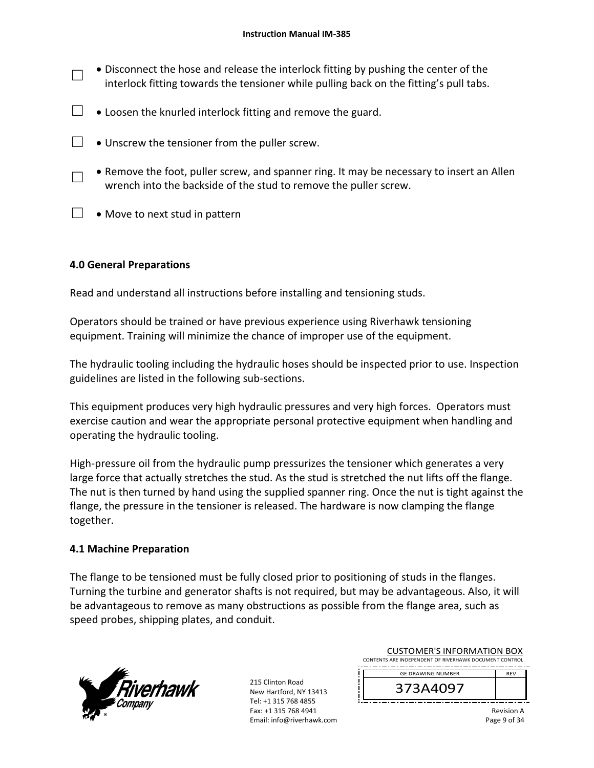- ☐ Disconnect the hose and release the interlock fitting by pushing the center of the interlock fitting towards the tensioner while pulling back on the fitting's pull tabs.
- ☐ Loosen the knurled interlock fitting and remove the guard.
- ☐ Unscrew the tensioner from the puller screw.
- ☐ Remove the foot, puller screw, and spanner ring. It may be necessary to insert an Allen wrench into the backside of the stud to remove the puller screw.
- ☐ Move to next stud in pattern

## 4.0 General Preparations

Read and understand all instructions before installing and tensioning studs.

Operators should be trained or have previous experience using Riverhawk tensioning equipment. Training will minimize the chance of improper use of the equipment.

The hydraulic tooling including the hydraulic hoses should be inspected prior to use. Inspection guidelines are listed in the following sub-sections.

This equipment produces very high hydraulic pressures and very high forces. Operators must exercise caution and wear the appropriate personal protective equipment when handling and operating the hydraulic tooling.

High-pressure oil from the hydraulic pump pressurizes the tensioner which generates a very large force that actually stretches the stud. As the stud is stretched the nut lifts off the flange. The nut is then turned by hand using the supplied spanner ring. Once the nut is tight against the flange, the pressure in the tensioner is released. The hardware is now clamping the flange together.

### 4.1 Machine Preparation

The flange to be tensioned must be fully closed prior to positioning of studs in the flanges. Turning the turbine and generator shafts is not required, but may be advantageous. Also, it will be advantageous to remove as many obstructions as possible from the flange area, such as speed probes, shipping plates, and conduit.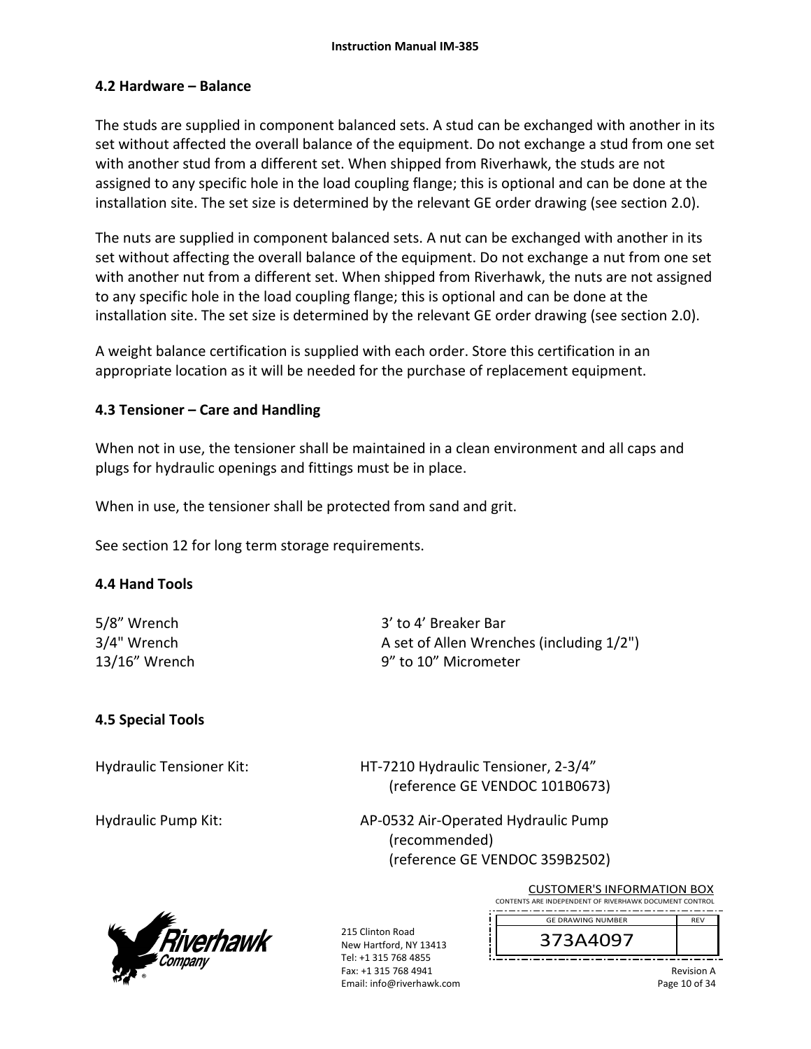## 4.2 Hardware – Balance

The studs are supplied in component balanced sets. A stud can be exchanged with another in its set without affected the overall balance of the equipment. Do not exchange a stud from one set with another stud from a different set. When shipped from Riverhawk, the studs are not assigned to any specific hole in the load coupling flange; this is optional and can be done at the installation site. The set size is determined by the relevant GE order drawing (see section 2.0).

The nuts are supplied in component balanced sets. A nut can be exchanged with another in its set without affecting the overall balance of the equipment. Do not exchange a nut from one set with another nut from a different set. When shipped from Riverhawk, the nuts are not assigned to any specific hole in the load coupling flange; this is optional and can be done at the installation site. The set size is determined by the relevant GE order drawing (see section 2.0).

A weight balance certification is supplied with each order. Store this certification in an appropriate location as it will be needed for the purchase of replacement equipment.

## 4.3 Tensioner – Care and Handling

When not in use, the tensioner shall be maintained in a clean environment and all caps and plugs for hydraulic openings and fittings must be in place.

When in use, the tensioner shall be protected from sand and grit.

See section 12 for long term storage requirements.

## 4.4 Hand Tools

| | |
|---|---|
| 5/8” Wrench | 3’ to 4’ Breaker Bar |
| 3/4" Wrench | A set of Allen Wrenches (including 1/2") |
| 13/16” Wrench | 9” to 10” Micrometer |

## 4.5 Special Tools

Hydraulic Tensioner Kit: HT-7210 Hydraulic Tensioner, 2-3/4”
(reference GE VENDOC 101B0673)

Hydraulic Pump Kit: AP-0532 Air-Operated Hydraulic Pump
(recommended)
(reference GE VENDOC 359B2502)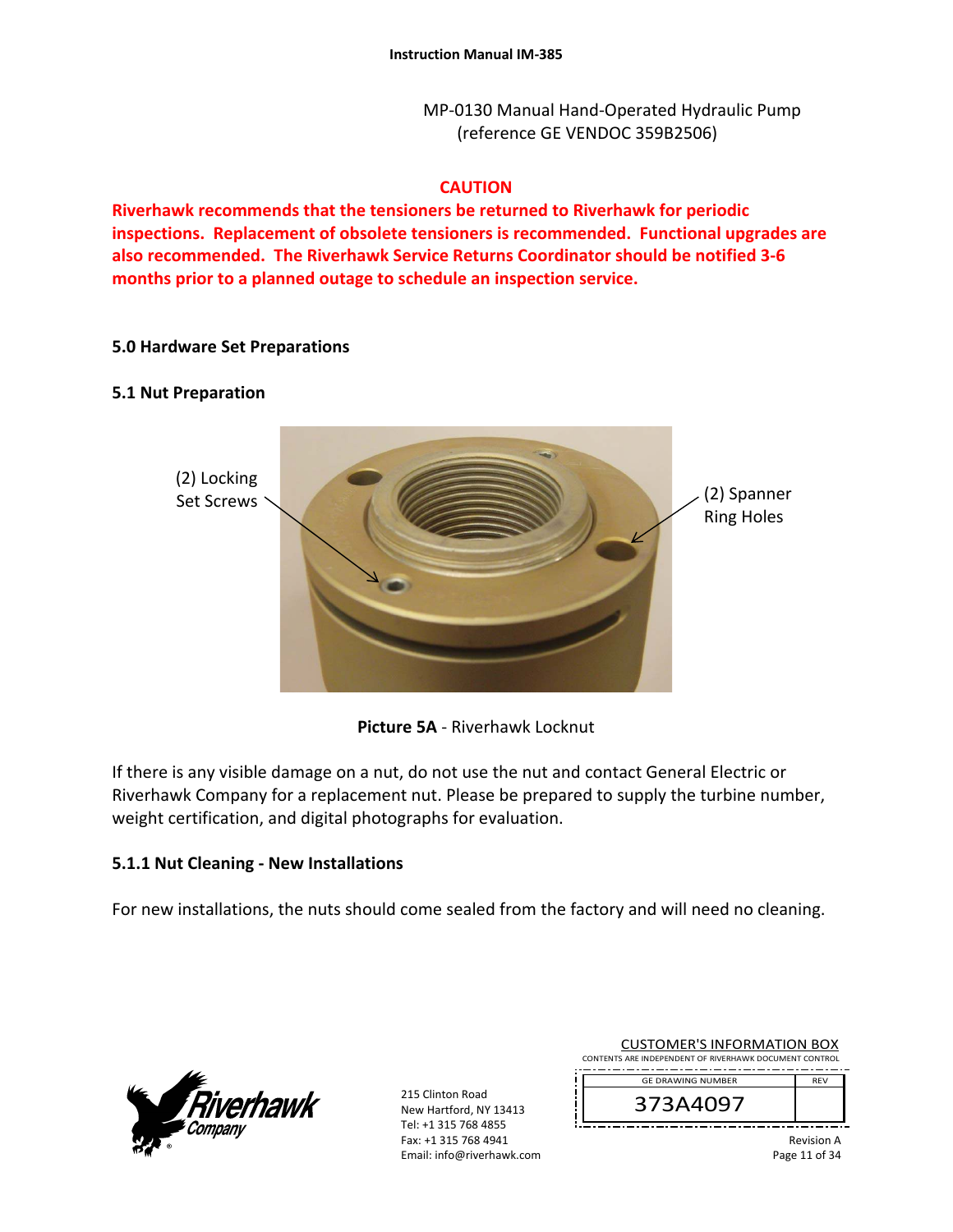MP-0130 Manual Hand-Operated Hydraulic Pump (reference GE VENDOC 359B2506)

**CAUTION**

**Riverhawk recommends that the tensioners be returned to Riverhawk for periodic inspections. Replacement of obsolete tensioners is recommended. Functional upgrades are also recommended. The Riverhawk Service Returns Coordinator should be notified 3-6 months prior to a planned outage to schedule an inspection service.**

## 5.0 Hardware Set Preparations

### 5.1 Nut Preparation

(2) Locking Set Screws

(2) Spanner Ring Holes

**Picture 5A** - Riverhawk Locknut

If there is any visible damage on a nut, do not use the nut and contact General Electric or Riverhawk Company for a replacement nut. Please be prepared to supply the turbine number, weight certification, and digital photographs for evaluation.

#### 5.1.1 Nut Cleaning - New Installations

For new installations, the nuts should come sealed from the factory and will need no cleaning.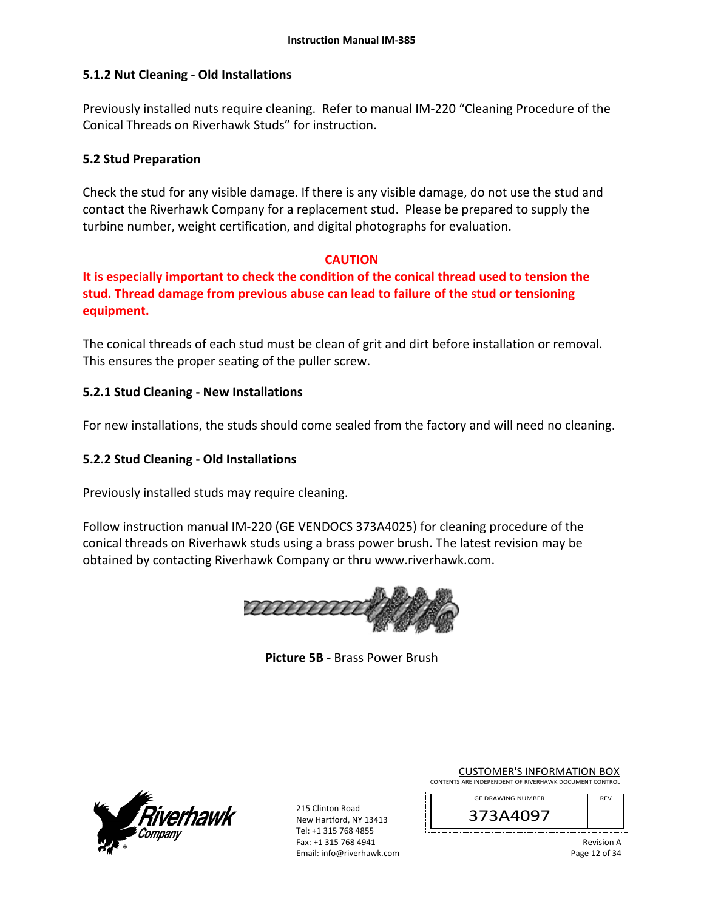### 5.1.2 Nut Cleaning - Old Installations

Previously installed nuts require cleaning. Refer to manual IM-220 "Cleaning Procedure of the Conical Threads on Riverhawk Studs" for instruction.

## 5.2 Stud Preparation

Check the stud for any visible damage. If there is any visible damage, do not use the stud and contact the Riverhawk Company for a replacement stud. Please be prepared to supply the turbine number, weight certification, and digital photographs for evaluation.

**CAUTION**

**It is especially important to check the condition of the conical thread used to tension the stud. Thread damage from previous abuse can lead to failure of the stud or tensioning equipment.**

The conical threads of each stud must be clean of grit and dirt before installation or removal. This ensures the proper seating of the puller screw.

### 5.2.1 Stud Cleaning - New Installations

For new installations, the studs should come sealed from the factory and will need no cleaning.

### 5.2.2 Stud Cleaning - Old Installations

Previously installed studs may require cleaning.

Follow instruction manual IM-220 (GE VENDOCS 373A4025) for cleaning procedure of the conical threads on Riverhawk studs using a brass power brush. The latest revision may be obtained by contacting Riverhawk Company or thru www.riverhawk.com.

**Picture 5B -** Brass Power Brush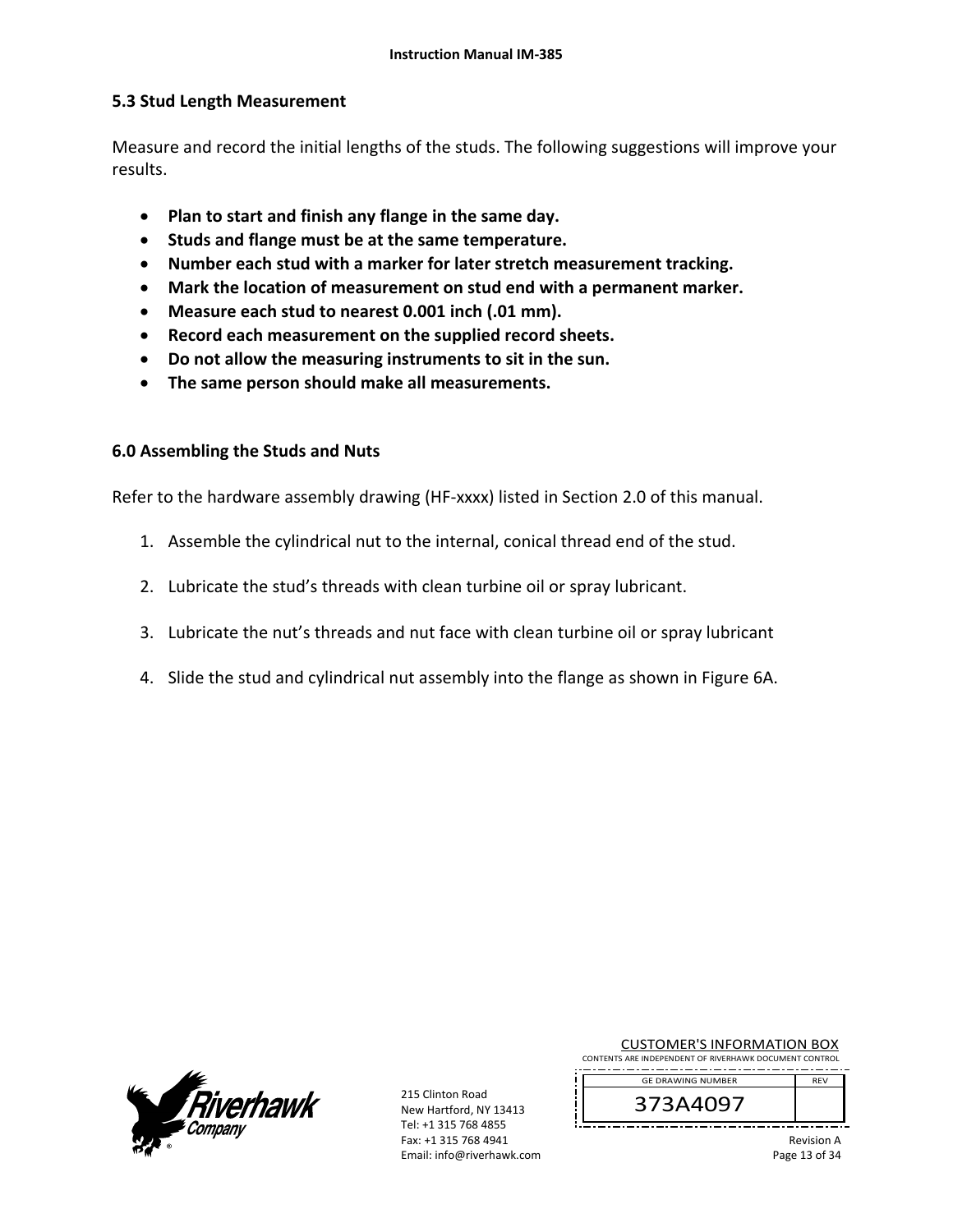## 5.3 Stud Length Measurement

Measure and record the initial lengths of the studs. The following suggestions will improve your results.

- **Plan to start and finish any flange in the same day.**
- **Studs and flange must be at the same temperature.**
- **Number each stud with a marker for later stretch measurement tracking.**
- **Mark the location of measurement on stud end with a permanent marker.**
- **Measure each stud to nearest 0.001 inch (.01 mm).**
- **Record each measurement on the supplied record sheets.**
- **Do not allow the measuring instruments to sit in the sun.**
- **The same person should make all measurements.**

## 6.0 Assembling the Studs and Nuts

Refer to the hardware assembly drawing (HF-xxxx) listed in Section 2.0 of this manual.

1. Assemble the cylindrical nut to the internal, conical thread end of the stud.
2. Lubricate the stud's threads with clean turbine oil or spray lubricant.
3. Lubricate the nut's threads and nut face with clean turbine oil or spray lubricant
4. Slide the stud and cylindrical nut assembly into the flange as shown in Figure 6A.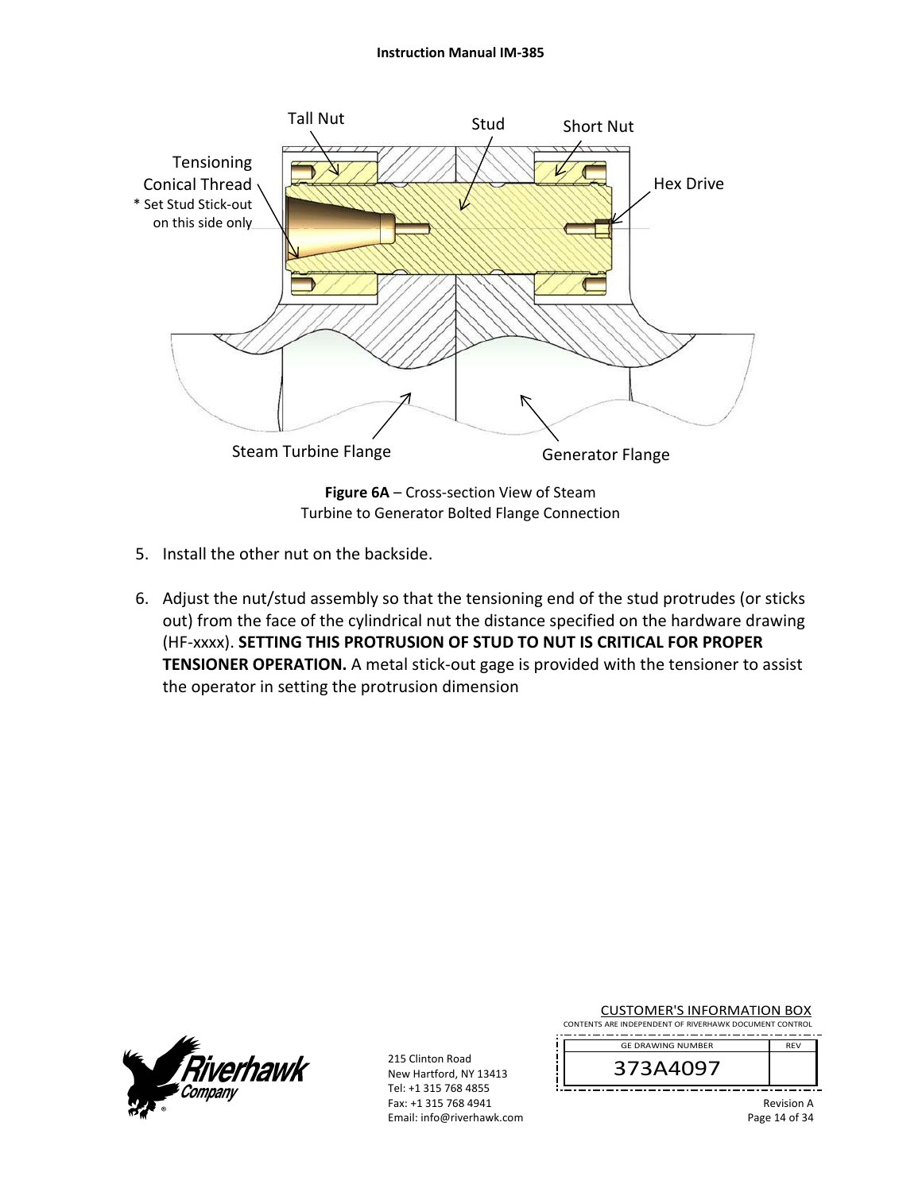Tall Nut

Stud

Short Nut

Tensioning Conical Thread
* Set Stud Stick-out on this side only

Hex Drive

Steam Turbine Flange

Generator Flange

**Figure 6A** – Cross-section View of Steam Turbine to Generator Bolted Flange Connection

5. Install the other nut on the backside.

6. Adjust the nut/stud assembly so that the tensioning end of the stud protrudes (or sticks out) from the face of the cylindrical nut the distance specified on the hardware drawing (HF-xxxx). **SETTING THIS PROTRUSION OF STUD TO NUT IS CRITICAL FOR PROPER TENSIONER OPERATION.** A metal stick-out gage is provided with the tensioner to assist the operator in setting the protrusion dimension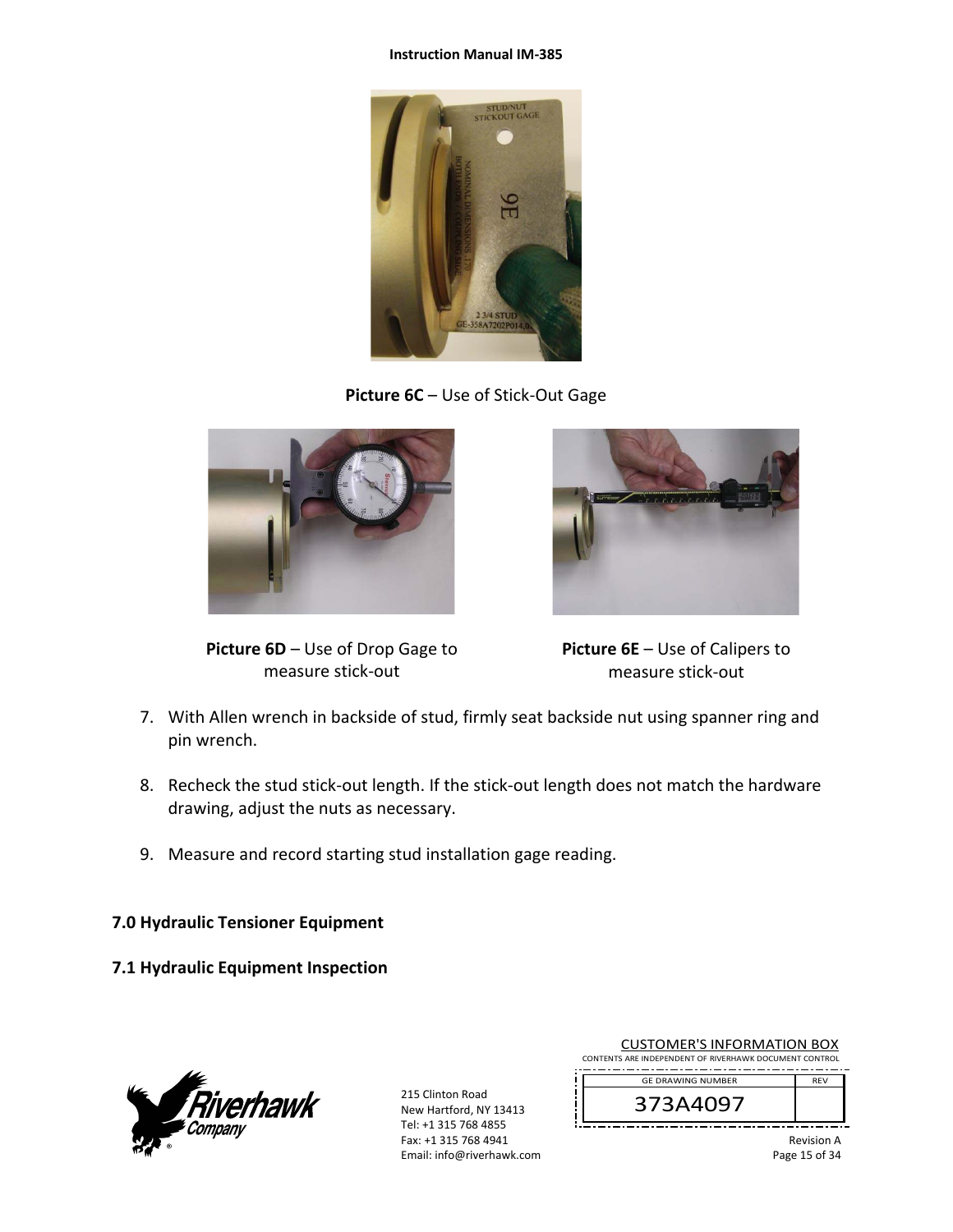**Picture 6C** – Use of Stick-Out Gage

**Picture 6D** – Use of Drop Gage to measure stick-out

**Picture 6E** – Use of Calipers to measure stick-out

7. With Allen wrench in backside of stud, firmly seat backside nut using spanner ring and pin wrench.

8. Recheck the stud stick-out length. If the stick-out length does not match the hardware drawing, adjust the nuts as necessary.

9. Measure and record starting stud installation gage reading.

## 7.0 Hydraulic Tensioner Equipment

### 7.1 Hydraulic Equipment Inspection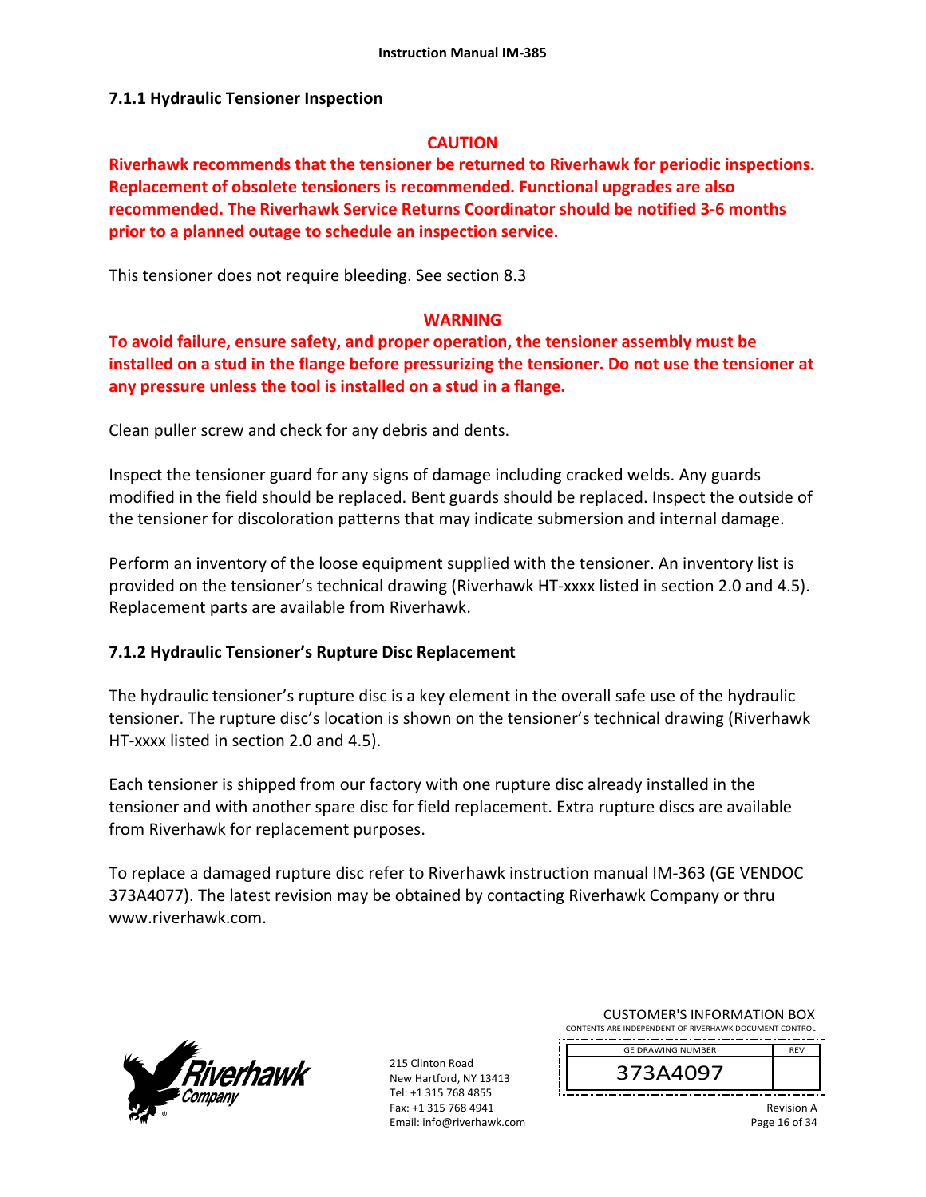### 7.1.1 Hydraulic Tensioner Inspection

**CAUTION**

**Riverhawk recommends that the tensioner be returned to Riverhawk for periodic inspections. Replacement of obsolete tensioners is recommended. Functional upgrades are also recommended. The Riverhawk Service Returns Coordinator should be notified 3-6 months prior to a planned outage to schedule an inspection service.**

This tensioner does not require bleeding. See section 8.3

**WARNING**

**To avoid failure, ensure safety, and proper operation, the tensioner assembly must be installed on a stud in the flange before pressurizing the tensioner. Do not use the tensioner at any pressure unless the tool is installed on a stud in a flange.**

Clean puller screw and check for any debris and dents.

Inspect the tensioner guard for any signs of damage including cracked welds. Any guards modified in the field should be replaced. Bent guards should be replaced. Inspect the outside of the tensioner for discoloration patterns that may indicate submersion and internal damage.

Perform an inventory of the loose equipment supplied with the tensioner. An inventory list is provided on the tensioner's technical drawing (Riverhawk HT-xxxx listed in section 2.0 and 4.5). Replacement parts are available from Riverhawk.

### 7.1.2 Hydraulic Tensioner's Rupture Disc Replacement

The hydraulic tensioner's rupture disc is a key element in the overall safe use of the hydraulic tensioner. The rupture disc's location is shown on the tensioner's technical drawing (Riverhawk HT-xxxx listed in section 2.0 and 4.5).

Each tensioner is shipped from our factory with one rupture disc already installed in the tensioner and with another spare disc for field replacement. Extra rupture discs are available from Riverhawk for replacement purposes.

To replace a damaged rupture disc refer to Riverhawk instruction manual IM-363 (GE VENDOC 373A4077). The latest revision may be obtained by contacting Riverhawk Company or thru www.riverhawk.com.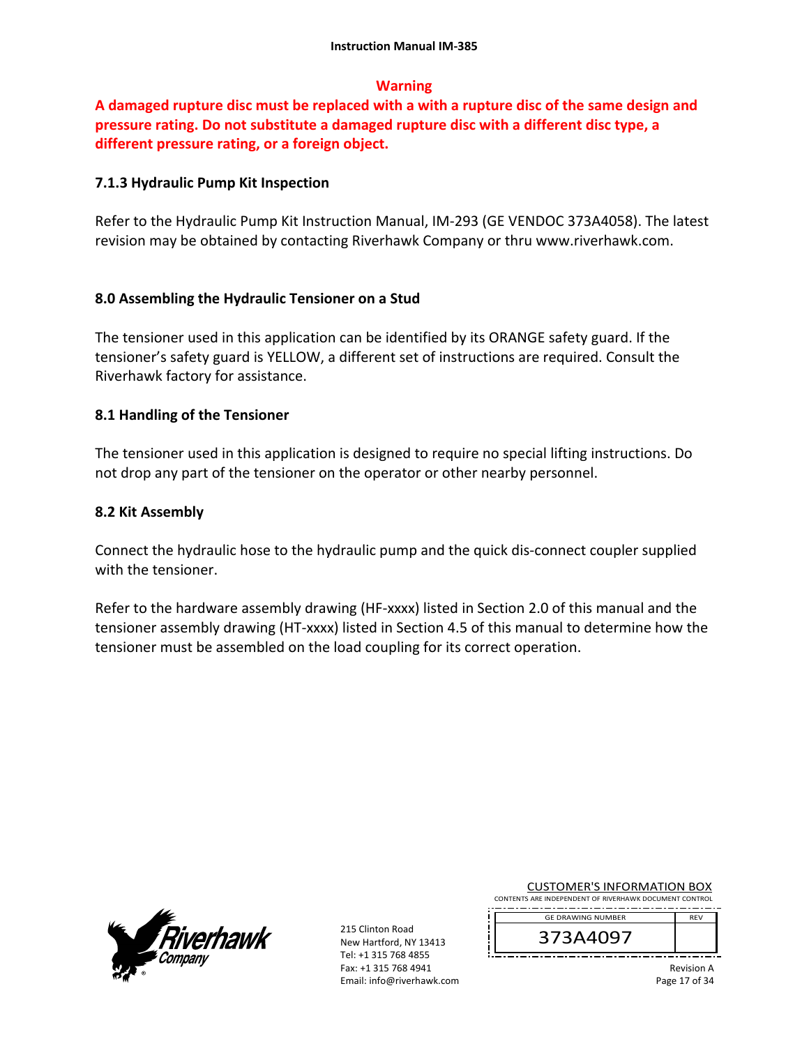**Warning**

**A damaged rupture disc must be replaced with a with a rupture disc of the same design and pressure rating. Do not substitute a damaged rupture disc with a different disc type, a different pressure rating, or a foreign object.**

### 7.1.3 Hydraulic Pump Kit Inspection

Refer to the Hydraulic Pump Kit Instruction Manual, IM-293 (GE VENDOC 373A4058). The latest revision may be obtained by contacting Riverhawk Company or thru www.riverhawk.com.

## 8.0 Assembling the Hydraulic Tensioner on a Stud

The tensioner used in this application can be identified by its ORANGE safety guard. If the tensioner's safety guard is YELLOW, a different set of instructions are required. Consult the Riverhawk factory for assistance.

### 8.1 Handling of the Tensioner

The tensioner used in this application is designed to require no special lifting instructions. Do not drop any part of the tensioner on the operator or other nearby personnel.

### 8.2 Kit Assembly

Connect the hydraulic hose to the hydraulic pump and the quick dis-connect coupler supplied with the tensioner.

Refer to the hardware assembly drawing (HF-xxxx) listed in Section 2.0 of this manual and the tensioner assembly drawing (HT-xxxx) listed in Section 4.5 of this manual to determine how the tensioner must be assembled on the load coupling for its correct operation.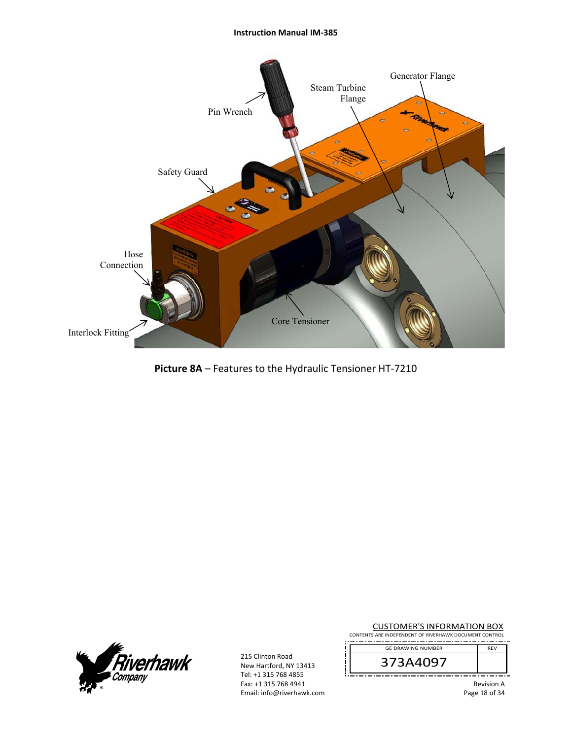**Picture 8A** – Features to the Hydraulic Tensioner HT-7210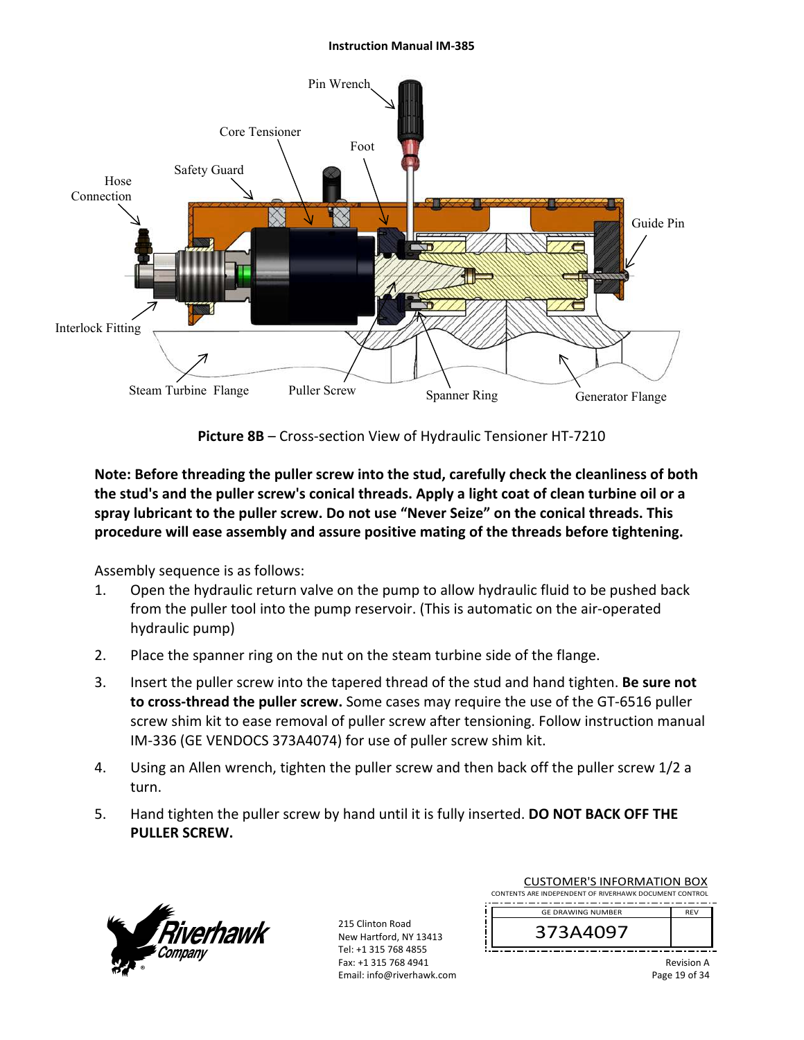**Picture 8B** – Cross-section View of Hydraulic Tensioner HT-7210

**Note: Before threading the puller screw into the stud, carefully check the cleanliness of both the stud's and the puller screw's conical threads. Apply a light coat of clean turbine oil or a spray lubricant to the puller screw. Do not use "Never Seize" on the conical threads. This procedure will ease assembly and assure positive mating of the threads before tightening.**

Assembly sequence is as follows:

1. Open the hydraulic return valve on the pump to allow hydraulic fluid to be pushed back from the puller tool into the pump reservoir. (This is automatic on the air-operated hydraulic pump)
2. Place the spanner ring on the nut on the steam turbine side of the flange.
3. Insert the puller screw into the tapered thread of the stud and hand tighten. **Be sure not to cross-thread the puller screw.** Some cases may require the use of the GT-6516 puller screw shim kit to ease removal of puller screw after tensioning. Follow instruction manual IM-336 (GE VENDOCS 373A4074) for use of puller screw shim kit.
4. Using an Allen wrench, tighten the puller screw and then back off the puller screw 1/2 a turn.
5. Hand tighten the puller screw by hand until it is fully inserted. **DO NOT BACK OFF THE PULLER SCREW.**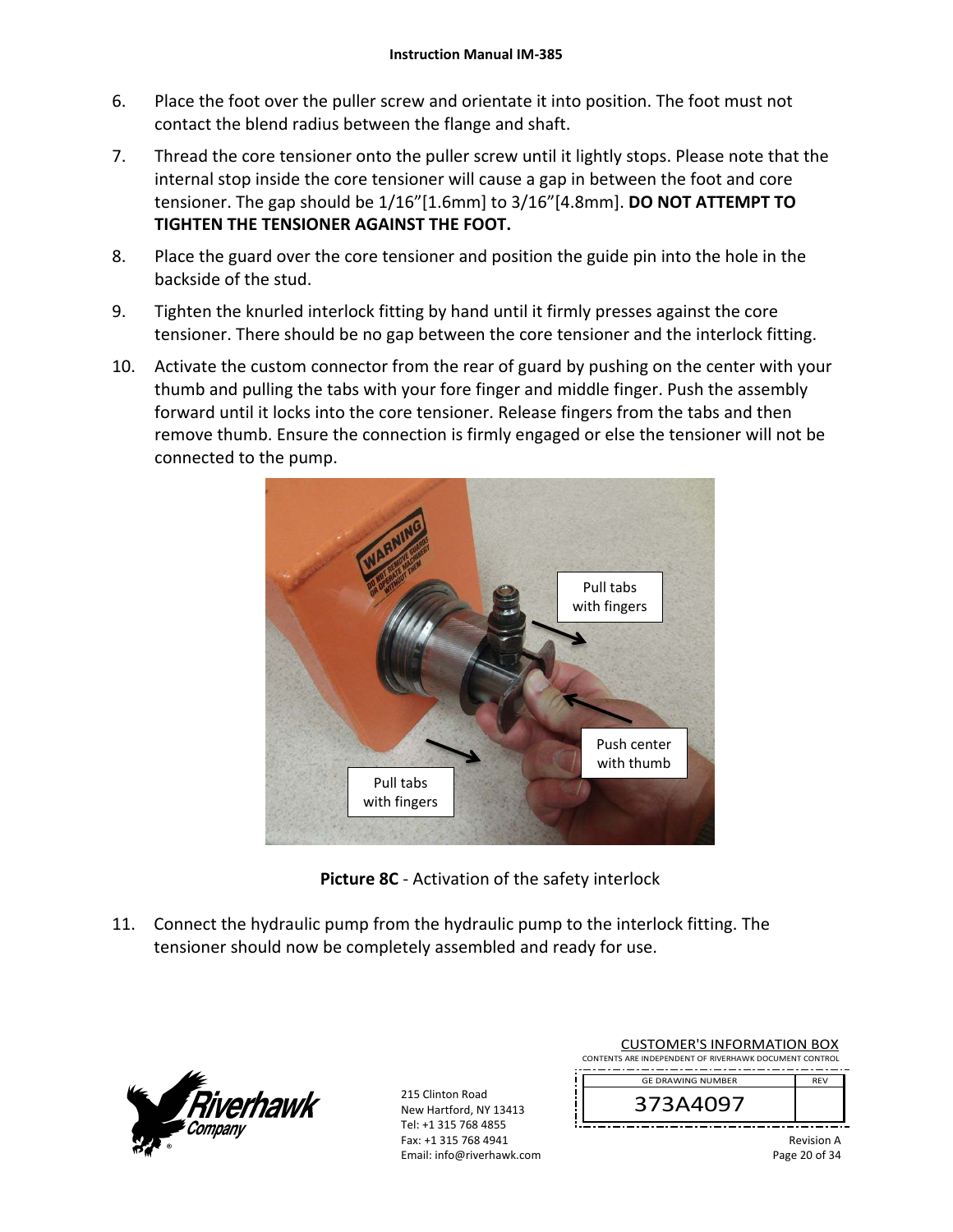6. Place the foot over the puller screw and orientate it into position. The foot must not contact the blend radius between the flange and shaft.

7. Thread the core tensioner onto the puller screw until it lightly stops. Please note that the internal stop inside the core tensioner will cause a gap in between the foot and core tensioner. The gap should be 1/16"[1.6mm] to 3/16"[4.8mm]. **DO NOT ATTEMPT TO TIGHTEN THE TENSIONER AGAINST THE FOOT.**

8. Place the guard over the core tensioner and position the guide pin into the hole in the backside of the stud.

9. Tighten the knurled interlock fitting by hand until it firmly presses against the core tensioner. There should be no gap between the core tensioner and the interlock fitting.

10. Activate the custom connector from the rear of guard by pushing on the center with your thumb and pulling the tabs with your fore finger and middle finger. Push the assembly forward until it locks into the core tensioner. Release fingers from the tabs and then remove thumb. Ensure the connection is firmly engaged or else the tensioner will not be connected to the pump.

**Picture 8C** - Activation of the safety interlock

11. Connect the hydraulic pump from the hydraulic pump to the interlock fitting. The tensioner should now be completely assembled and ready for use.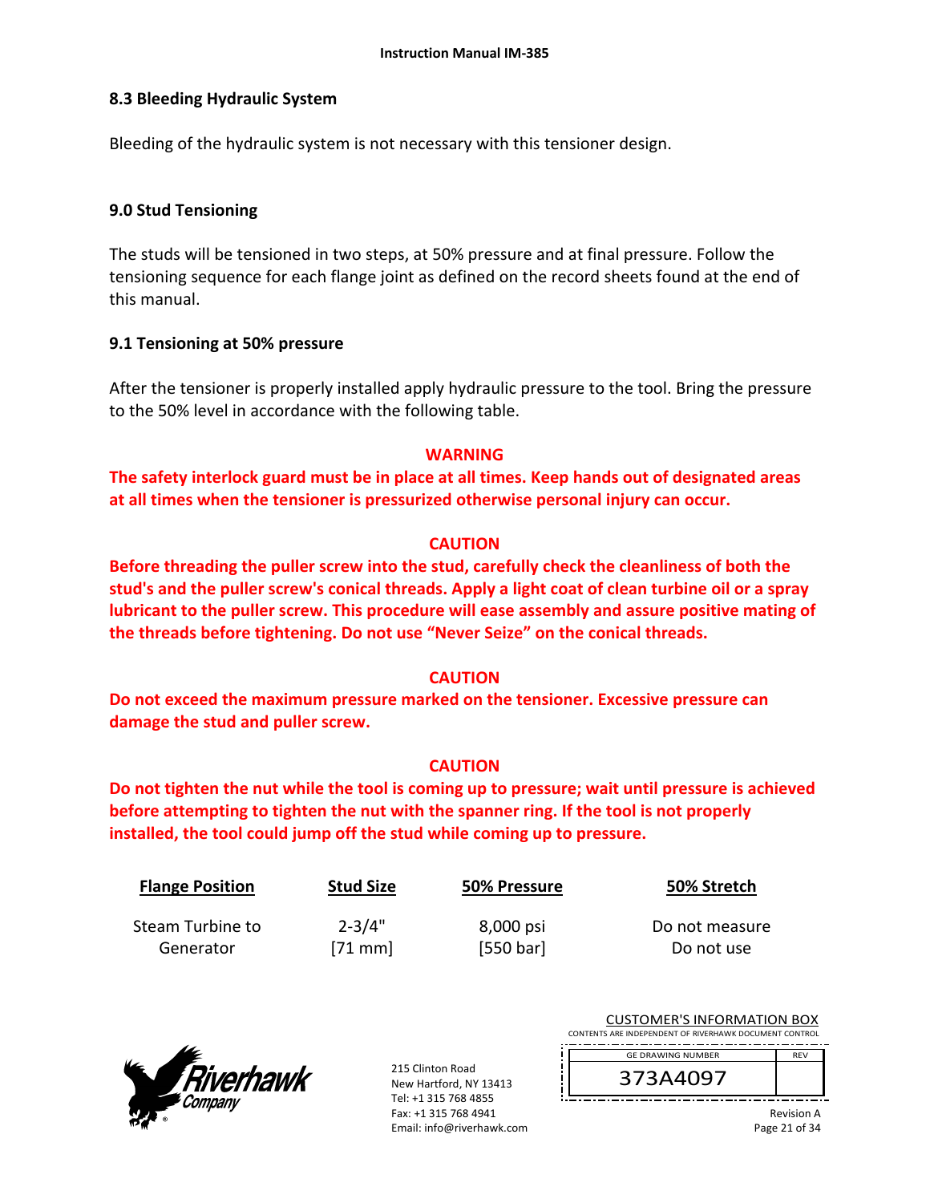## 8.3 Bleeding Hydraulic System

Bleeding of the hydraulic system is not necessary with this tensioner design.

## 9.0 Stud Tensioning

The studs will be tensioned in two steps, at 50% pressure and at final pressure. Follow the tensioning sequence for each flange joint as defined on the record sheets found at the end of this manual.

### 9.1 Tensioning at 50% pressure

After the tensioner is properly installed apply hydraulic pressure to the tool. Bring the pressure to the 50% level in accordance with the following table.

**WARNING**

**The safety interlock guard must be in place at all times. Keep hands out of designated areas at all times when the tensioner is pressurized otherwise personal injury can occur.**

**CAUTION**

**Before threading the puller screw into the stud, carefully check the cleanliness of both the stud's and the puller screw's conical threads. Apply a light coat of clean turbine oil or a spray lubricant to the puller screw. This procedure will ease assembly and assure positive mating of the threads before tightening. Do not use "Never Seize" on the conical threads.**

**CAUTION**

**Do not exceed the maximum pressure marked on the tensioner. Excessive pressure can damage the stud and puller screw.**

**CAUTION**

**Do not tighten the nut while the tool is coming up to pressure; wait until pressure is achieved before attempting to tighten the nut with the spanner ring. If the tool is not properly installed, the tool could jump off the stud while coming up to pressure.**

| Flange Position | Stud Size | 50% Pressure | 50% Stretch |
|---|---|---|---|
| Steam Turbine to Generator | 2-3/4" [71 mm] | 8,000 psi [550 bar] | Do not measure Do not use |

215 Clinton Road
New Hartford, NY 13413
Tel: +1 315 768 4855
Fax: +1 315 768 4941
Email: info@riverhawk.com

CUSTOMER'S INFORMATION BOX
CONTENTS ARE INDEPENDENT OF RIVERHAWK DOCUMENT CONTROL

| GE DRAWING NUMBER | REV |
|---|---|
| 373A4097 | |

Revision A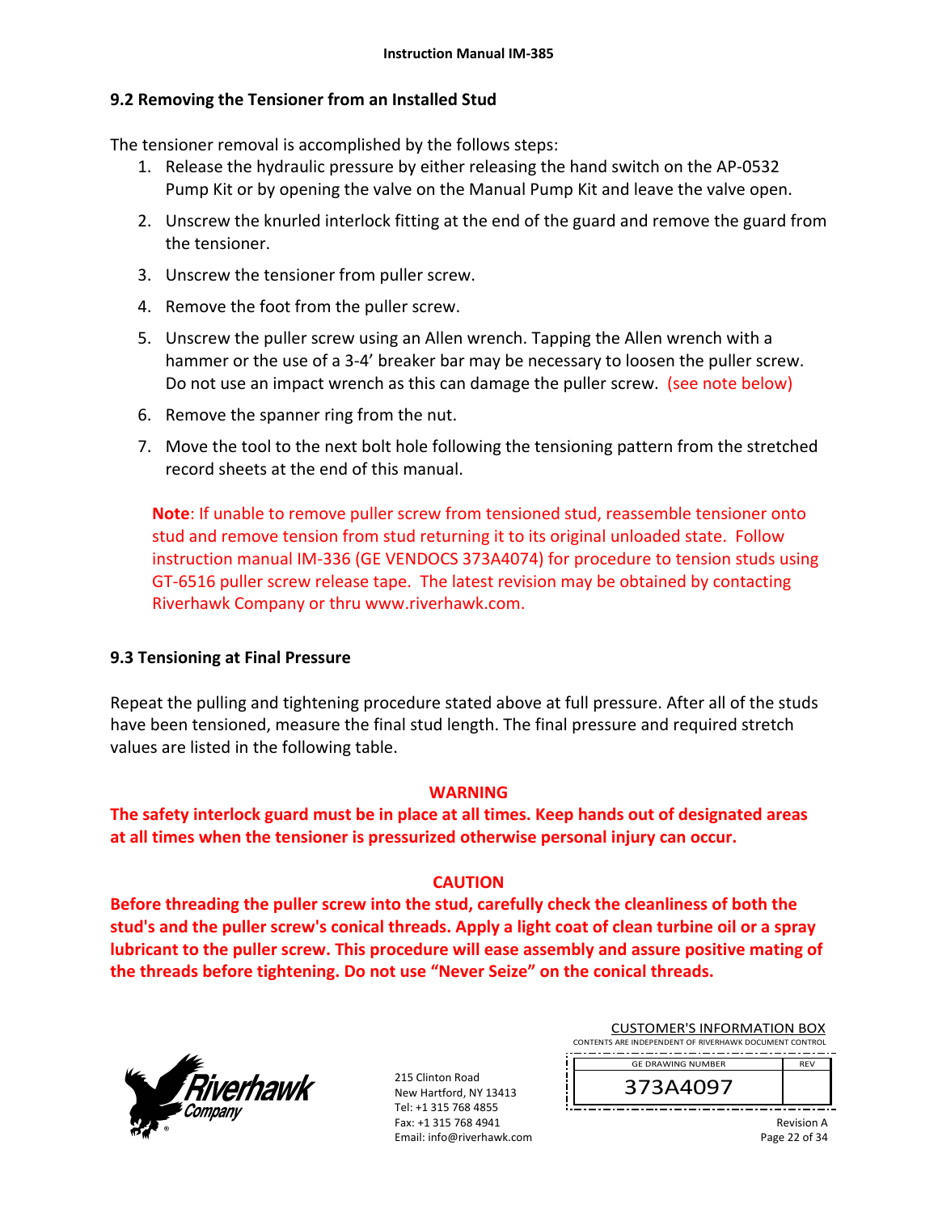## 9.2 Removing the Tensioner from an Installed Stud

The tensioner removal is accomplished by the follows steps:

1. Release the hydraulic pressure by either releasing the hand switch on the AP-0532 Pump Kit or by opening the valve on the Manual Pump Kit and leave the valve open.
2. Unscrew the knurled interlock fitting at the end of the guard and remove the guard from the tensioner.
3. Unscrew the tensioner from puller screw.
4. Remove the foot from the puller screw.
5. Unscrew the puller screw using an Allen wrench. Tapping the Allen wrench with a hammer or the use of a 3-4' breaker bar may be necessary to loosen the puller screw. Do not use an impact wrench as this can damage the puller screw. (see note below)
6. Remove the spanner ring from the nut.
7. Move the tool to the next bolt hole following the tensioning pattern from the stretched record sheets at the end of this manual.

**Note**: If unable to remove puller screw from tensioned stud, reassemble tensioner onto stud and remove tension from stud returning it to its original unloaded state. Follow instruction manual IM-336 (GE VENDOCS 373A4074) for procedure to tension studs using GT-6516 puller screw release tape. The latest revision may be obtained by contacting Riverhawk Company or thru www.riverhawk.com.

## 9.3 Tensioning at Final Pressure

Repeat the pulling and tightening procedure stated above at full pressure. After all of the studs have been tensioned, measure the final stud length. The final pressure and required stretch values are listed in the following table.

**WARNING**

**The safety interlock guard must be in place at all times. Keep hands out of designated areas at all times when the tensioner is pressurized otherwise personal injury can occur.**

**CAUTION**

**Before threading the puller screw into the stud, carefully check the cleanliness of both the stud's and the puller screw's conical threads. Apply a light coat of clean turbine oil or a spray lubricant to the puller screw. This procedure will ease assembly and assure positive mating of the threads before tightening. Do not use "Never Seize" on the conical threads.**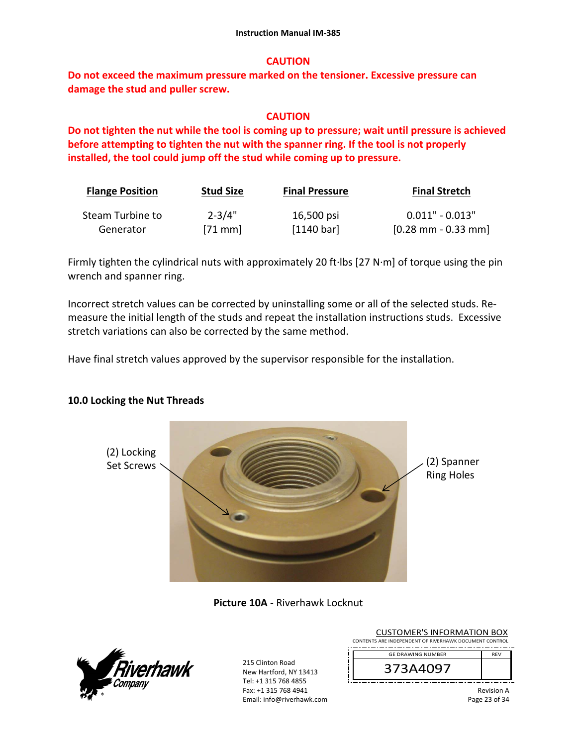**CAUTION**

**Do not exceed the maximum pressure marked on the tensioner. Excessive pressure can damage the stud and puller screw.**

**CAUTION**

**Do not tighten the nut while the tool is coming up to pressure; wait until pressure is achieved before attempting to tighten the nut with the spanner ring. If the tool is not properly installed, the tool could jump off the stud while coming up to pressure.**

| Flange Position | Stud Size | Final Pressure | Final Stretch |
|---|---|---|---|
| Steam Turbine to Generator | 2-3/4" [71 mm] | 16,500 psi [1140 bar] | 0.011" - 0.013" [0.28 mm - 0.33 mm] |

Firmly tighten the cylindrical nuts with approximately 20 ft·lbs [27 N·m] of torque using the pin wrench and spanner ring.

Incorrect stretch values can be corrected by uninstalling some or all of the selected studs. Re-measure the initial length of the studs and repeat the installation instructions studs. Excessive stretch variations can also be corrected by the same method.

Have final stretch values approved by the supervisor responsible for the installation.

## 10.0 Locking the Nut Threads

(2) Locking Set Screws

(2) Spanner Ring Holes

**Picture 10A** - Riverhawk Locknut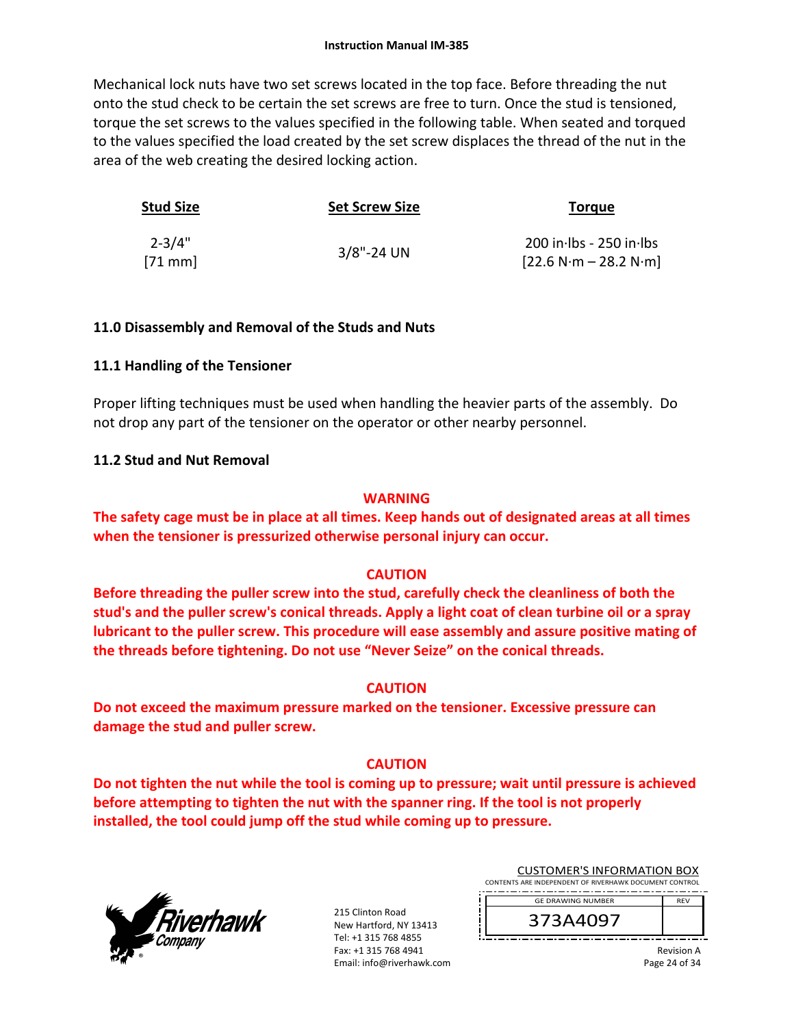Mechanical lock nuts have two set screws located in the top face. Before threading the nut onto the stud check to be certain the set screws are free to turn. Once the stud is tensioned, torque the set screws to the values specified in the following table. When seated and torqued to the values specified the load created by the set screw displaces the thread of the nut in the area of the web creating the desired locking action.

| Stud Size | Set Screw Size | Torque |
|---|---|---|
| 2-3/4" [71 mm] | 3/8"-24 UN | 200 in·lbs - 250 in·lbs [22.6 N·m – 28.2 N·m] |

## 11.0 Disassembly and Removal of the Studs and Nuts

### 11.1 Handling of the Tensioner

Proper lifting techniques must be used when handling the heavier parts of the assembly. Do not drop any part of the tensioner on the operator or other nearby personnel.

### 11.2 Stud and Nut Removal

**WARNING**

**The safety cage must be in place at all times. Keep hands out of designated areas at all times when the tensioner is pressurized otherwise personal injury can occur.**

**CAUTION**

**Before threading the puller screw into the stud, carefully check the cleanliness of both the stud's and the puller screw's conical threads. Apply a light coat of clean turbine oil or a spray lubricant to the puller screw. This procedure will ease assembly and assure positive mating of the threads before tightening. Do not use "Never Seize" on the conical threads.**

**CAUTION**

**Do not exceed the maximum pressure marked on the tensioner. Excessive pressure can damage the stud and puller screw.**

**CAUTION**

**Do not tighten the nut while the tool is coming up to pressure; wait until pressure is achieved before attempting to tighten the nut with the spanner ring. If the tool is not properly installed, the tool could jump off the stud while coming up to pressure.**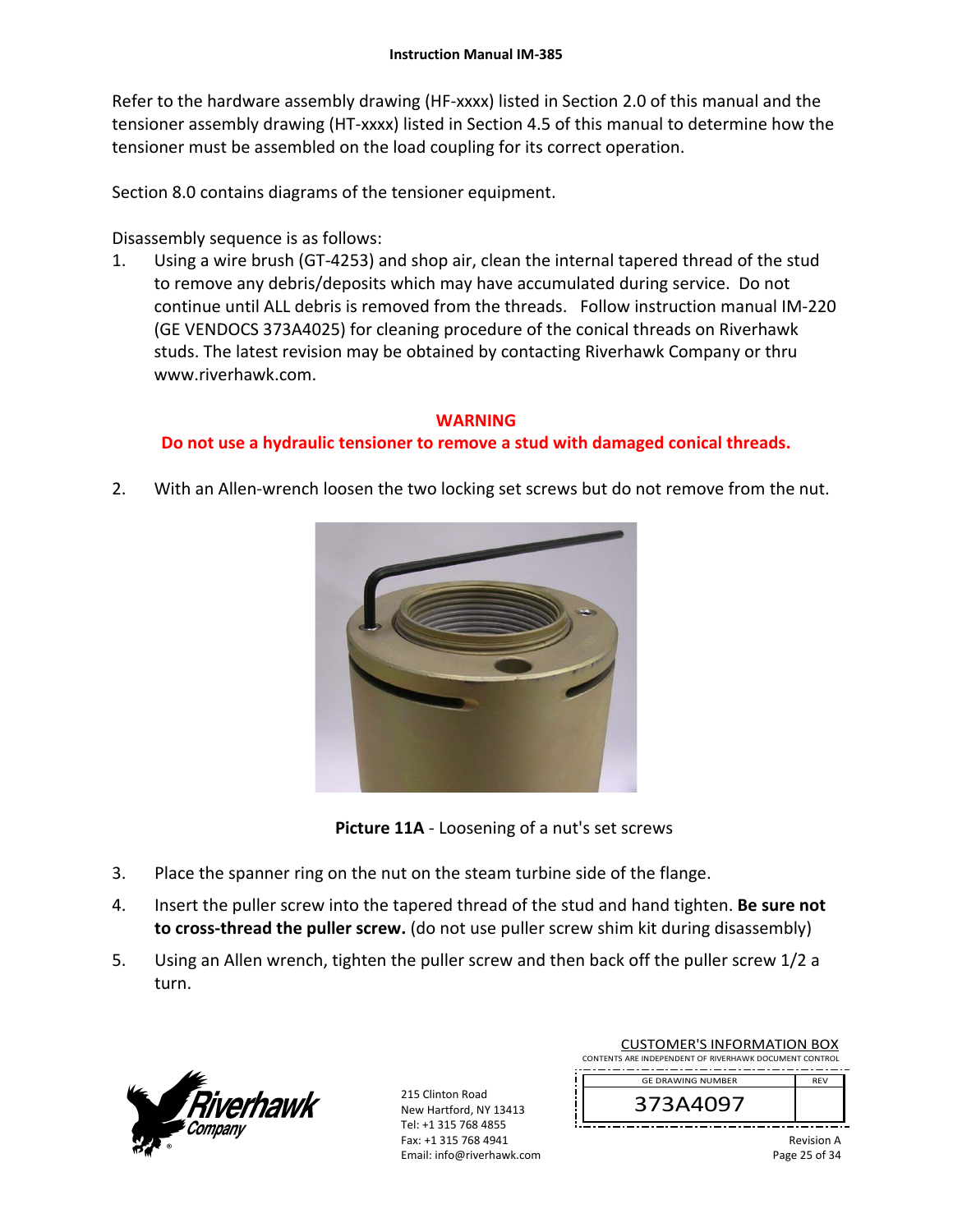Refer to the hardware assembly drawing (HF-xxxx) listed in Section 2.0 of this manual and the tensioner assembly drawing (HT-xxxx) listed in Section 4.5 of this manual to determine how the tensioner must be assembled on the load coupling for its correct operation.

Section 8.0 contains diagrams of the tensioner equipment.

Disassembly sequence is as follows:

1. Using a wire brush (GT-4253) and shop air, clean the internal tapered thread of the stud to remove any debris/deposits which may have accumulated during service. Do not continue until ALL debris is removed from the threads. Follow instruction manual IM-220 (GE VENDOCS 373A4025) for cleaning procedure of the conical threads on Riverhawk studs. The latest revision may be obtained by contacting Riverhawk Company or thru www.riverhawk.com.

**WARNING**
**Do not use a hydraulic tensioner to remove a stud with damaged conical threads.**

2. With an Allen-wrench loosen the two locking set screws but do not remove from the nut.

**Picture 11A** - Loosening of a nut's set screws

3. Place the spanner ring on the nut on the steam turbine side of the flange.
4. Insert the puller screw into the tapered thread of the stud and hand tighten. **Be sure not to cross-thread the puller screw.** (do not use puller screw shim kit during disassembly)
5. Using an Allen wrench, tighten the puller screw and then back off the puller screw 1/2 a turn.

215 Clinton Road
New Hartford, NY 13413
Tel: +1 315 768 4855
Fax: +1 315 768 4941
Email: info@riverhawk.com

CUSTOMER'S INFORMATION BOX
CONTENTS ARE INDEPENDENT OF RIVERHAWK DOCUMENT CONTROL

| GE DRAWING NUMBER | REV |
|---|---|
| 373A4097 | |

Revision A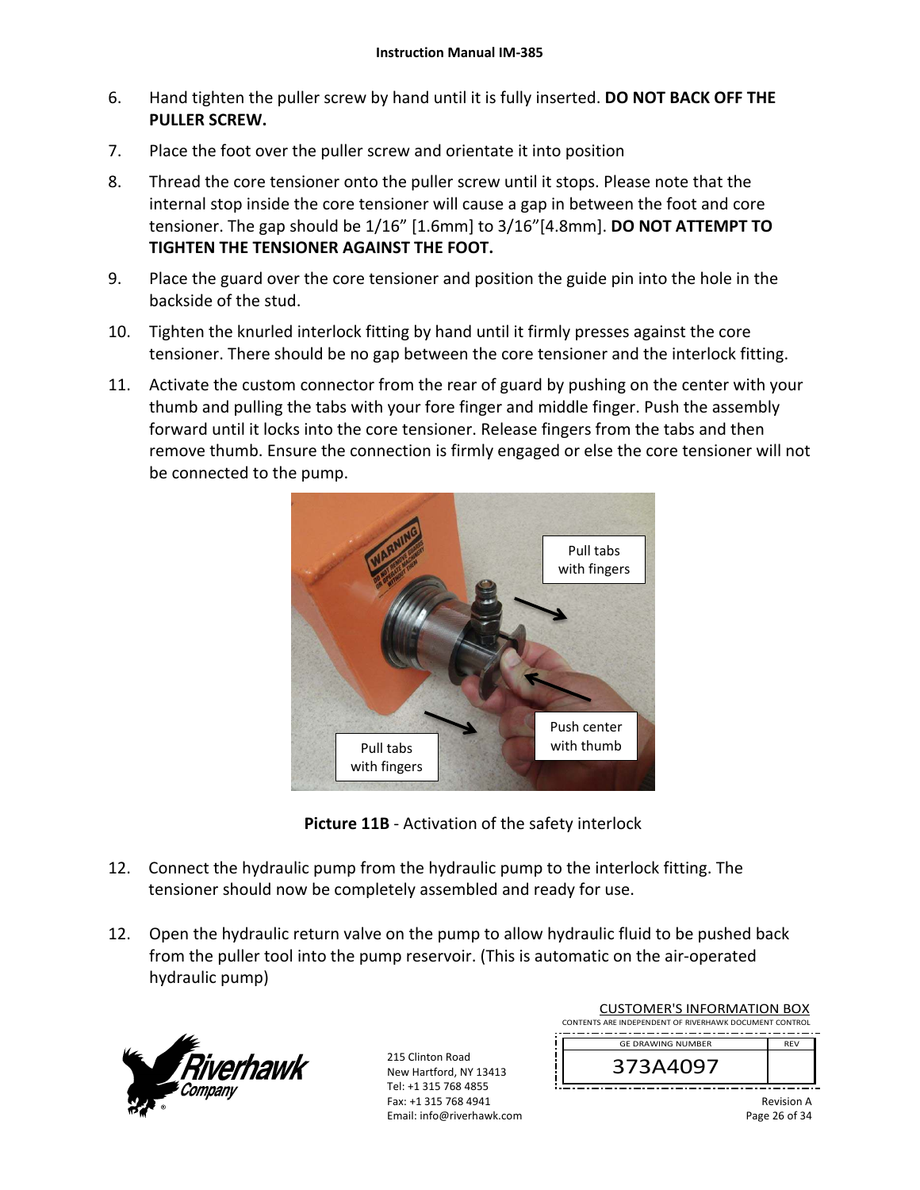6. Hand tighten the puller screw by hand until it is fully inserted. **DO NOT BACK OFF THE PULLER SCREW.**

7. Place the foot over the puller screw and orientate it into position

8. Thread the core tensioner onto the puller screw until it stops. Please note that the internal stop inside the core tensioner will cause a gap in between the foot and core tensioner. The gap should be 1/16" [1.6mm] to 3/16"[4.8mm]. **DO NOT ATTEMPT TO TIGHTEN THE TENSIONER AGAINST THE FOOT.**

9. Place the guard over the core tensioner and position the guide pin into the hole in the backside of the stud.

10. Tighten the knurled interlock fitting by hand until it firmly presses against the core tensioner. There should be no gap between the core tensioner and the interlock fitting.

11. Activate the custom connector from the rear of guard by pushing on the center with your thumb and pulling the tabs with your fore finger and middle finger. Push the assembly forward until it locks into the core tensioner. Release fingers from the tabs and then remove thumb. Ensure the connection is firmly engaged or else the core tensioner will not be connected to the pump.

**Picture 11B** - Activation of the safety interlock

12. Connect the hydraulic pump from the hydraulic pump to the interlock fitting. The tensioner should now be completely assembled and ready for use.

12. Open the hydraulic return valve on the pump to allow hydraulic fluid to be pushed back from the puller tool into the pump reservoir. (This is automatic on the air-operated hydraulic pump)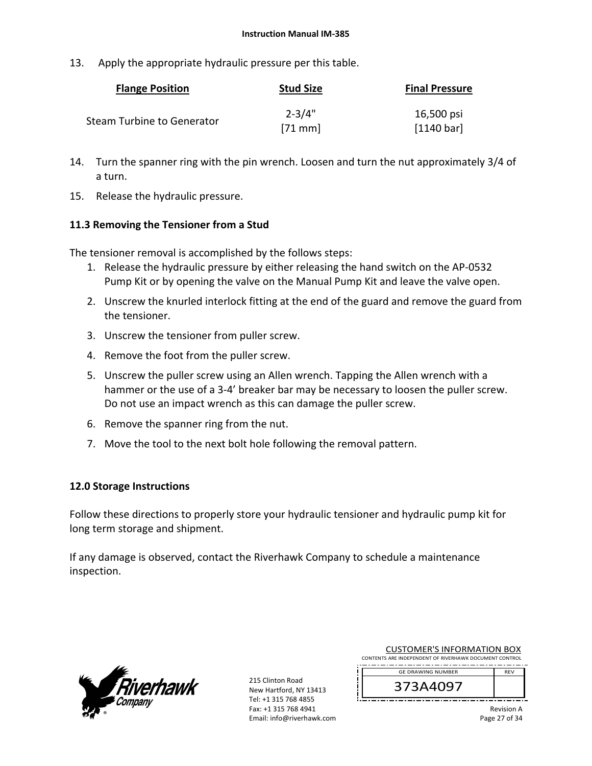13. Apply the appropriate hydraulic pressure per this table.

| Flange Position | Stud Size | Final Pressure |
|---|---|---|
| Steam Turbine to Generator | 2-3/4" [71 mm] | 16,500 psi [1140 bar] |

14. Turn the spanner ring with the pin wrench. Loosen and turn the nut approximately 3/4 of a turn.
15. Release the hydraulic pressure.

### 11.3 Removing the Tensioner from a Stud

The tensioner removal is accomplished by the follows steps:

1. Release the hydraulic pressure by either releasing the hand switch on the AP-0532 Pump Kit or by opening the valve on the Manual Pump Kit and leave the valve open.
2. Unscrew the knurled interlock fitting at the end of the guard and remove the guard from the tensioner.
3. Unscrew the tensioner from puller screw.
4. Remove the foot from the puller screw.
5. Unscrew the puller screw using an Allen wrench. Tapping the Allen wrench with a hammer or the use of a 3-4' breaker bar may be necessary to loosen the puller screw. Do not use an impact wrench as this can damage the puller screw.
6. Remove the spanner ring from the nut.
7. Move the tool to the next bolt hole following the removal pattern.

## 12.0 Storage Instructions

Follow these directions to properly store your hydraulic tensioner and hydraulic pump kit for long term storage and shipment.

If any damage is observed, contact the Riverhawk Company to schedule a maintenance inspection.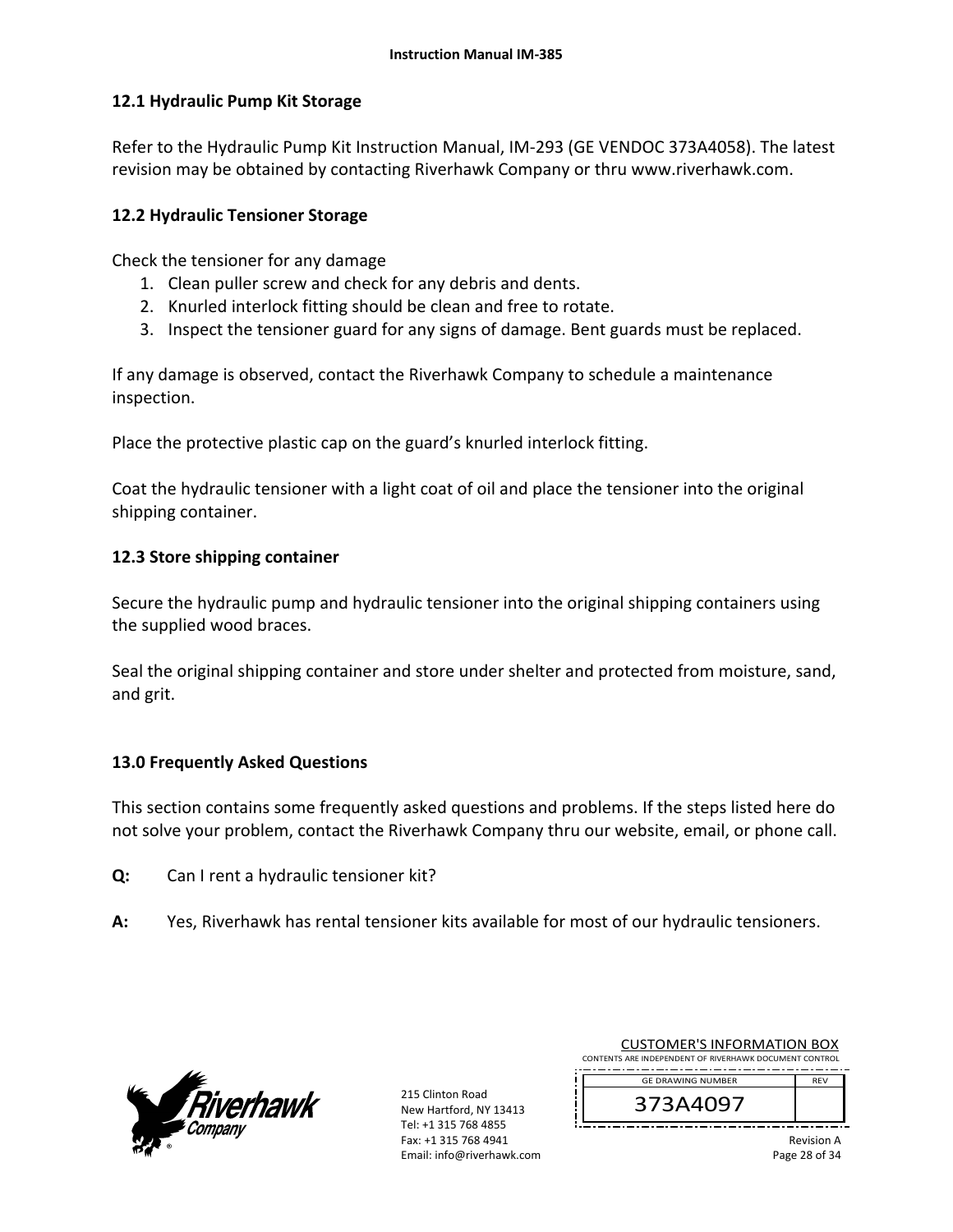## 12.1 Hydraulic Pump Kit Storage

Refer to the Hydraulic Pump Kit Instruction Manual, IM-293 (GE VENDOC 373A4058). The latest revision may be obtained by contacting Riverhawk Company or thru www.riverhawk.com.

## 12.2 Hydraulic Tensioner Storage

Check the tensioner for any damage

1. Clean puller screw and check for any debris and dents.
2. Knurled interlock fitting should be clean and free to rotate.
3. Inspect the tensioner guard for any signs of damage. Bent guards must be replaced.

If any damage is observed, contact the Riverhawk Company to schedule a maintenance inspection.

Place the protective plastic cap on the guard's knurled interlock fitting.

Coat the hydraulic tensioner with a light coat of oil and place the tensioner into the original shipping container.

## 12.3 Store shipping container

Secure the hydraulic pump and hydraulic tensioner into the original shipping containers using the supplied wood braces.

Seal the original shipping container and store under shelter and protected from moisture, sand, and grit.

# 13.0 Frequently Asked Questions

This section contains some frequently asked questions and problems. If the steps listed here do not solve your problem, contact the Riverhawk Company thru our website, email, or phone call.

**Q:** Can I rent a hydraulic tensioner kit?

**A:** Yes, Riverhawk has rental tensioner kits available for most of our hydraulic tensioners.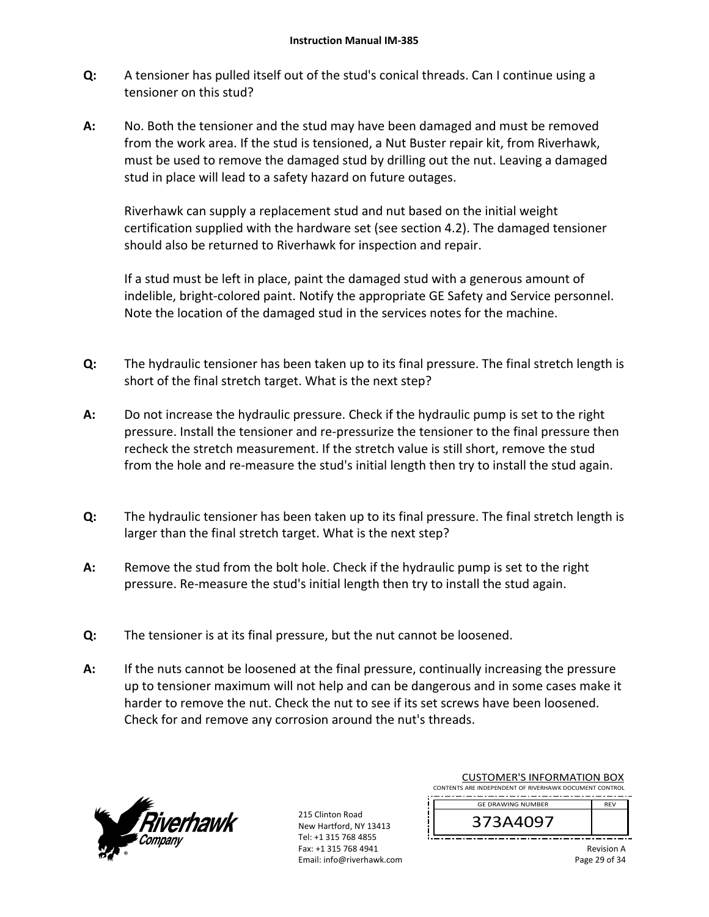**Q:** A tensioner has pulled itself out of the stud's conical threads. Can I continue using a tensioner on this stud?

**A:** No. Both the tensioner and the stud may have been damaged and must be removed from the work area. If the stud is tensioned, a Nut Buster repair kit, from Riverhawk, must be used to remove the damaged stud by drilling out the nut. Leaving a damaged stud in place will lead to a safety hazard on future outages.

Riverhawk can supply a replacement stud and nut based on the initial weight certification supplied with the hardware set (see section 4.2). The damaged tensioner should also be returned to Riverhawk for inspection and repair.

If a stud must be left in place, paint the damaged stud with a generous amount of indelible, bright-colored paint. Notify the appropriate GE Safety and Service personnel. Note the location of the damaged stud in the services notes for the machine.

**Q:** The hydraulic tensioner has been taken up to its final pressure. The final stretch length is short of the final stretch target. What is the next step?

**A:** Do not increase the hydraulic pressure. Check if the hydraulic pump is set to the right pressure. Install the tensioner and re-pressurize the tensioner to the final pressure then recheck the stretch measurement. If the stretch value is still short, remove the stud from the hole and re-measure the stud's initial length then try to install the stud again.

**Q:** The hydraulic tensioner has been taken up to its final pressure. The final stretch length is larger than the final stretch target. What is the next step?

**A:** Remove the stud from the bolt hole. Check if the hydraulic pump is set to the right pressure. Re-measure the stud's initial length then try to install the stud again.

**Q:** The tensioner is at its final pressure, but the nut cannot be loosened.

**A:** If the nuts cannot be loosened at the final pressure, continually increasing the pressure up to tensioner maximum will not help and can be dangerous and in some cases make it harder to remove the nut. Check the nut to see if its set screws have been loosened. Check for and remove any corrosion around the nut's threads.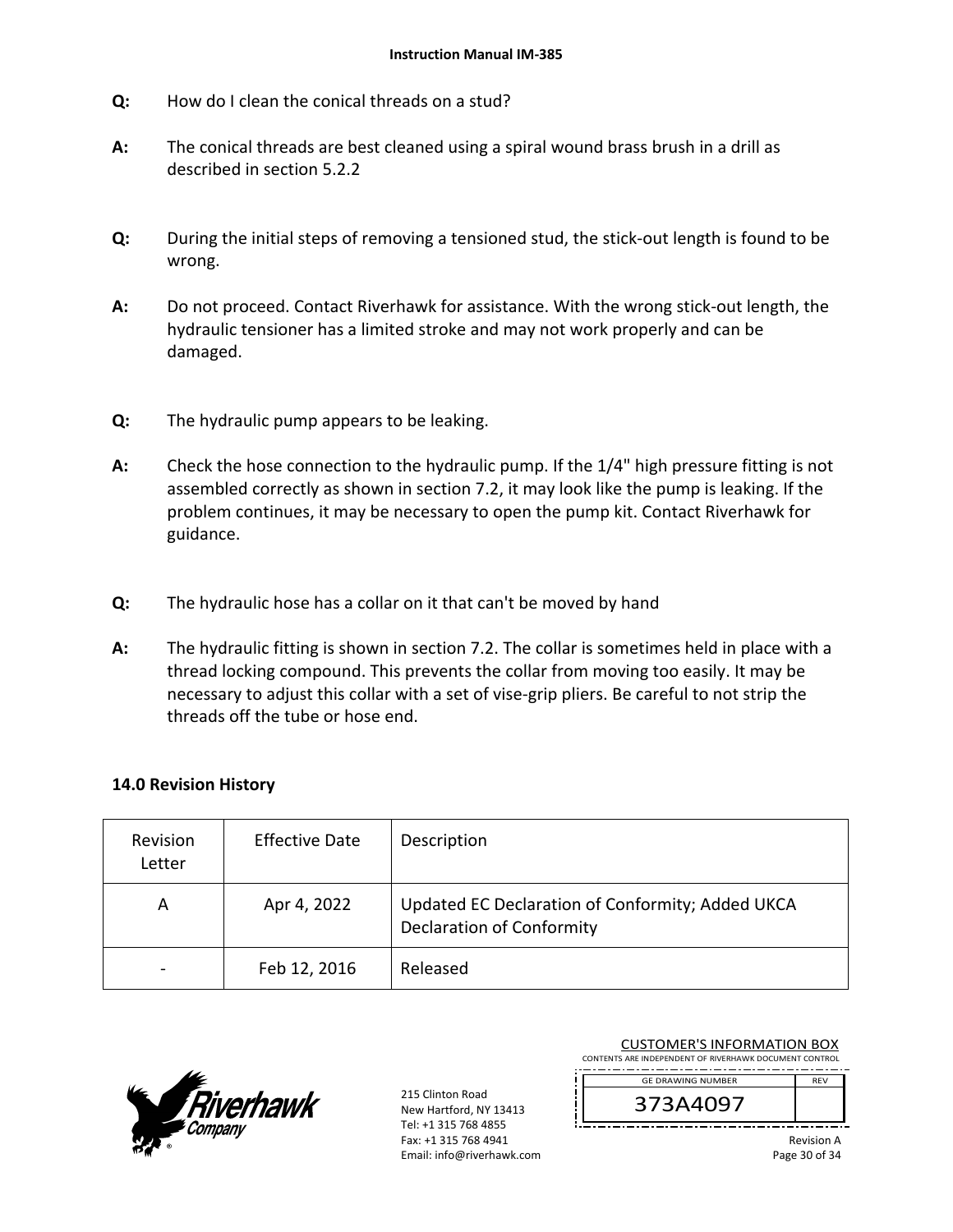**Q:** How do I clean the conical threads on a stud?

**A:** The conical threads are best cleaned using a spiral wound brass brush in a drill as described in section 5.2.2

**Q:** During the initial steps of removing a tensioned stud, the stick-out length is found to be wrong.

**A:** Do not proceed. Contact Riverhawk for assistance. With the wrong stick-out length, the hydraulic tensioner has a limited stroke and may not work properly and can be damaged.

**Q:** The hydraulic pump appears to be leaking.

**A:** Check the hose connection to the hydraulic pump. If the 1/4" high pressure fitting is not assembled correctly as shown in section 7.2, it may look like the pump is leaking. If the problem continues, it may be necessary to open the pump kit. Contact Riverhawk for guidance.

**Q:** The hydraulic hose has a collar on it that can't be moved by hand

**A:** The hydraulic fitting is shown in section 7.2. The collar is sometimes held in place with a thread locking compound. This prevents the collar from moving too easily. It may be necessary to adjust this collar with a set of vise-grip pliers. Be careful to not strip the threads off the tube or hose end.

## 14.0 Revision History

| Revision Letter | Effective Date | Description |
|---|---|---|
| A | Apr 4, 2022 | Updated EC Declaration of Conformity; Added UKCA Declaration of Conformity |
| - | Feb 12, 2016 | Released |

215 Clinton Road
New Hartford, NY 13413
Tel: +1 315 768 4855
Fax: +1 315 768 4941
Email: info@riverhawk.com

CUSTOMER'S INFORMATION BOX
CONTENTS ARE INDEPENDENT OF RIVERHAWK DOCUMENT CONTROL

| GE DRAWING NUMBER | REV |
|---|---|
| 373A4097 | |

Revision A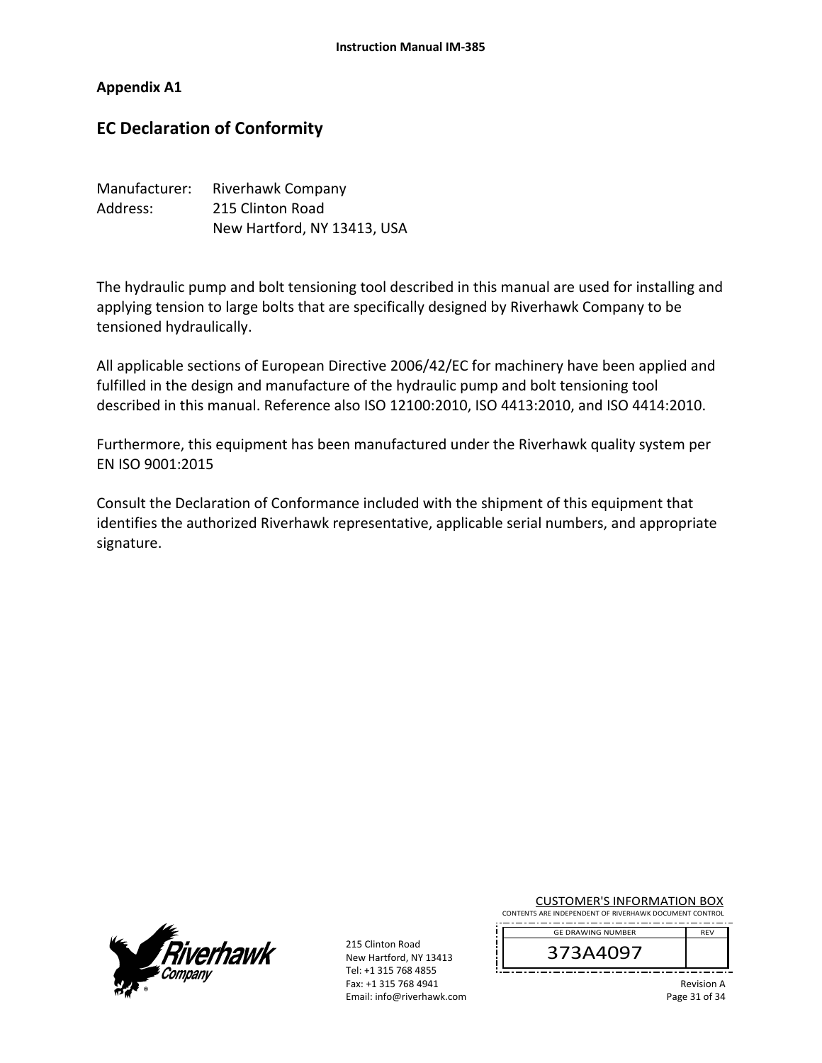Appendix A1

## EC Declaration of Conformity

Manufacturer: Riverhawk Company
Address: 215 Clinton Road
New Hartford, NY 13413, USA

The hydraulic pump and bolt tensioning tool described in this manual are used for installing and applying tension to large bolts that are specifically designed by Riverhawk Company to be tensioned hydraulically.

All applicable sections of European Directive 2006/42/EC for machinery have been applied and fulfilled in the design and manufacture of the hydraulic pump and bolt tensioning tool described in this manual. Reference also ISO 12100:2010, ISO 4413:2010, and ISO 4414:2010.

Furthermore, this equipment has been manufactured under the Riverhawk quality system per EN ISO 9001:2015

Consult the Declaration of Conformance included with the shipment of this equipment that identifies the authorized Riverhawk representative, applicable serial numbers, and appropriate signature.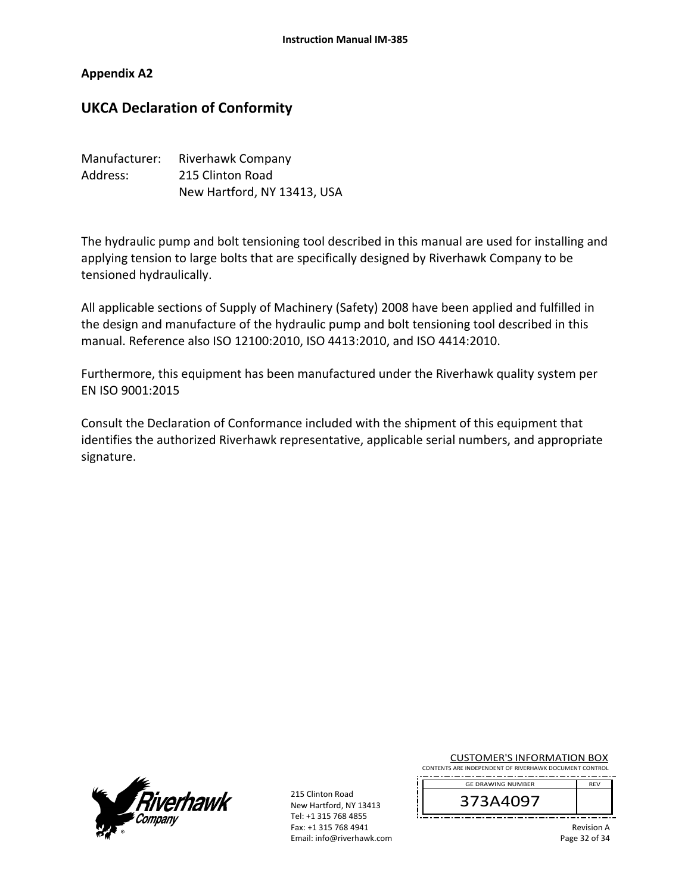## Appendix A2

# UKCA Declaration of Conformity

Manufacturer: Riverhawk Company
Address: 215 Clinton Road
New Hartford, NY 13413, USA

The hydraulic pump and bolt tensioning tool described in this manual are used for installing and applying tension to large bolts that are specifically designed by Riverhawk Company to be tensioned hydraulically.

All applicable sections of Supply of Machinery (Safety) 2008 have been applied and fulfilled in the design and manufacture of the hydraulic pump and bolt tensioning tool described in this manual. Reference also ISO 12100:2010, ISO 4413:2010, and ISO 4414:2010.

Furthermore, this equipment has been manufactured under the Riverhawk quality system per EN ISO 9001:2015

Consult the Declaration of Conformance included with the shipment of this equipment that identifies the authorized Riverhawk representative, applicable serial numbers, and appropriate signature.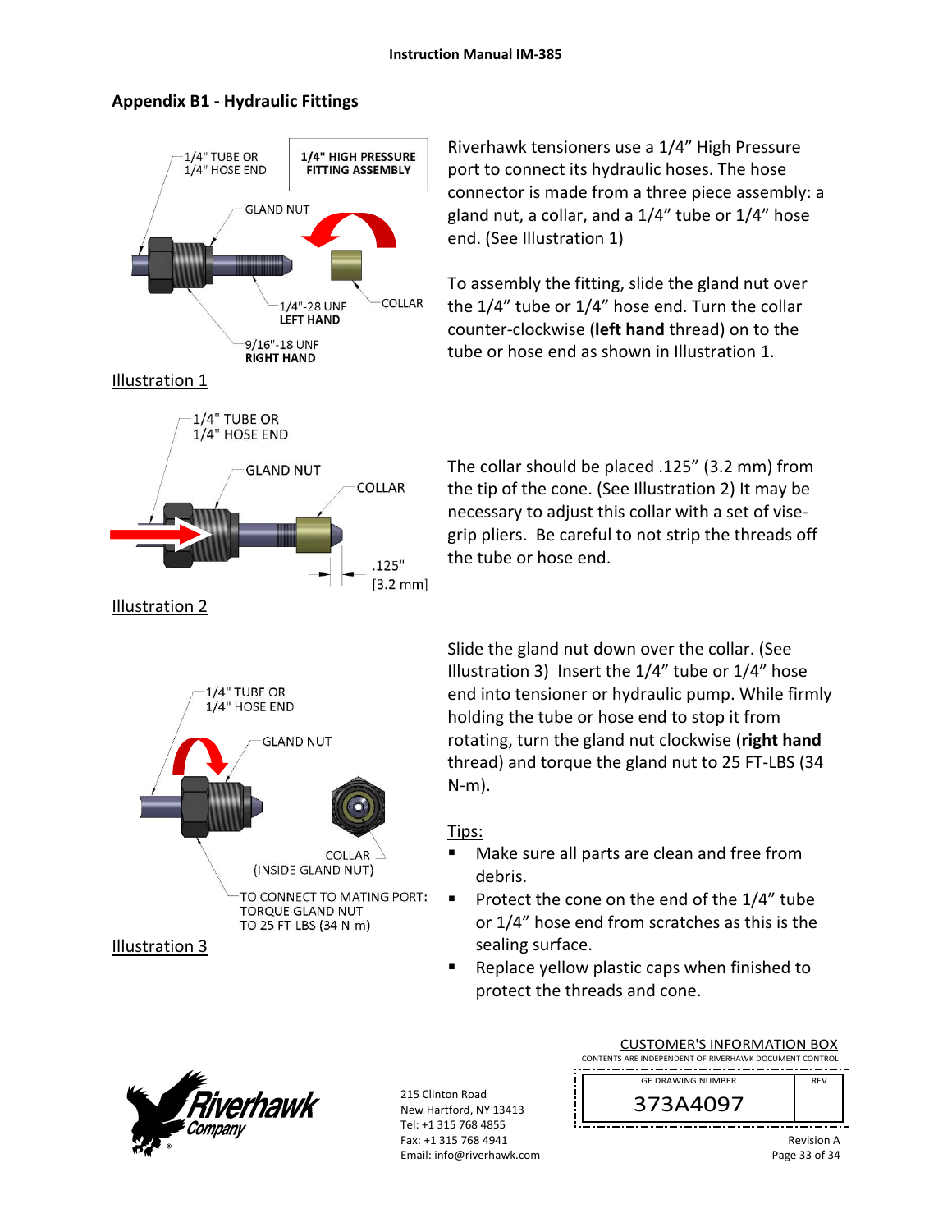## Appendix B1 - Hydraulic Fittings

1/4" TUBE OR 1/4" HOSE END

**1/4" HIGH PRESSURE FITTING ASSEMBLY**

GLAND NUT

COLLAR

1/4"-28 UNF **LEFT HAND**

9/16"-18 UNF **RIGHT HAND**

Illustration 1

Riverhawk tensioners use a 1/4" High Pressure port to connect its hydraulic hoses. The hose connector is made from a three piece assembly: a gland nut, a collar, and a 1/4" tube or 1/4" hose end. (See Illustration 1)

To assembly the fitting, slide the gland nut over the 1/4" tube or 1/4" hose end. Turn the collar counter-clockwise (**left hand** thread) on to the tube or hose end as shown in Illustration 1.

1/4" TUBE OR 1/4" HOSE END

GLAND NUT

COLLAR

.125" [3.2 mm]

Illustration 2

The collar should be placed .125" (3.2 mm) from the tip of the cone. (See Illustration 2) It may be necessary to adjust this collar with a set of vise-grip pliers. Be careful to not strip the threads off the tube or hose end.

1/4" TUBE OR 1/4" HOSE END

GLAND NUT

COLLAR (INSIDE GLAND NUT)

TO CONNECT TO MATING PORT: TORQUE GLAND NUT TO 25 FT-LBS (34 N-m)

Illustration 3

Slide the gland nut down over the collar. (See Illustration 3) Insert the 1/4" tube or 1/4" hose end into tensioner or hydraulic pump. While firmly holding the tube or hose end to stop it from rotating, turn the gland nut clockwise (**right hand** thread) and torque the gland nut to 25 FT-LBS (34 N-m).

Tips:

- Make sure all parts are clean and free from debris.
- Protect the cone on the end of the 1/4" tube or 1/4" hose end from scratches as this is the sealing surface.
- Replace yellow plastic caps when finished to protect the threads and cone.

215 Clinton Road
New Hartford, NY 13413
Tel: +1 315 768 4855
Fax: +1 315 768 4941
Email: info@riverhawk.com

CUSTOMER'S INFORMATION BOX
CONTENTS ARE INDEPENDENT OF RIVERHAWK DOCUMENT CONTROL

| GE DRAWING NUMBER | REV |
|---|---|
| 373A4097 | |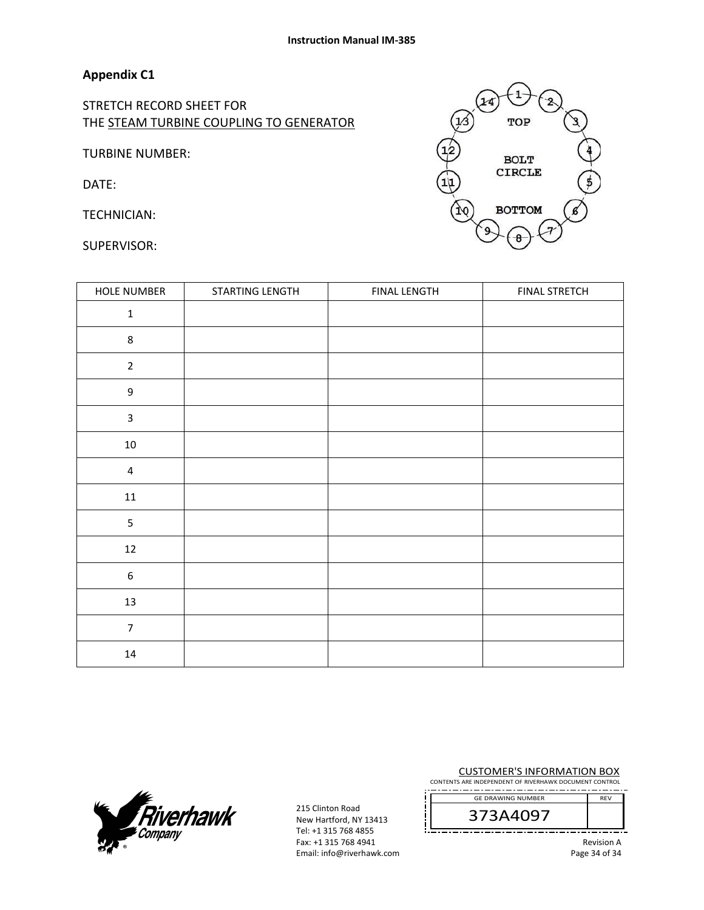## Appendix C1

STRETCH RECORD SHEET FOR
THE STEAM TURBINE COUPLING TO GENERATOR

TURBINE NUMBER:

DATE:

TECHNICIAN:

SUPERVISOR:

1
2
3
4
5
6
7
8
9
10
11
12
13
14
TOP
BOLT
CIRCLE
BOTTOM

| HOLE NUMBER | STARTING LENGTH | FINAL LENGTH | FINAL STRETCH |
|---|---|---|---|
| 1 | | | |
| 8 | | | |
| 2 | | | |
| 9 | | | |
| 3 | | | |
| 10 | | | |
| 4 | | | |
| 11 | | | |
| 5 | | | |
| 12 | | | |
| 6 | | | |
| 13 | | | |
| 7 | | | |
| 14 | | | |

215 Clinton Road
New Hartford, NY 13413
Tel: +1 315 768 4855
Fax: +1 315 768 4941
Email: info@riverhawk.com

CUSTOMER'S INFORMATION BOX
CONTENTS ARE INDEPENDENT OF RIVERHAWK DOCUMENT CONTROL

| GE DRAWING NUMBER | REV |
|---|---|
| 373A4097 | |

Revision A